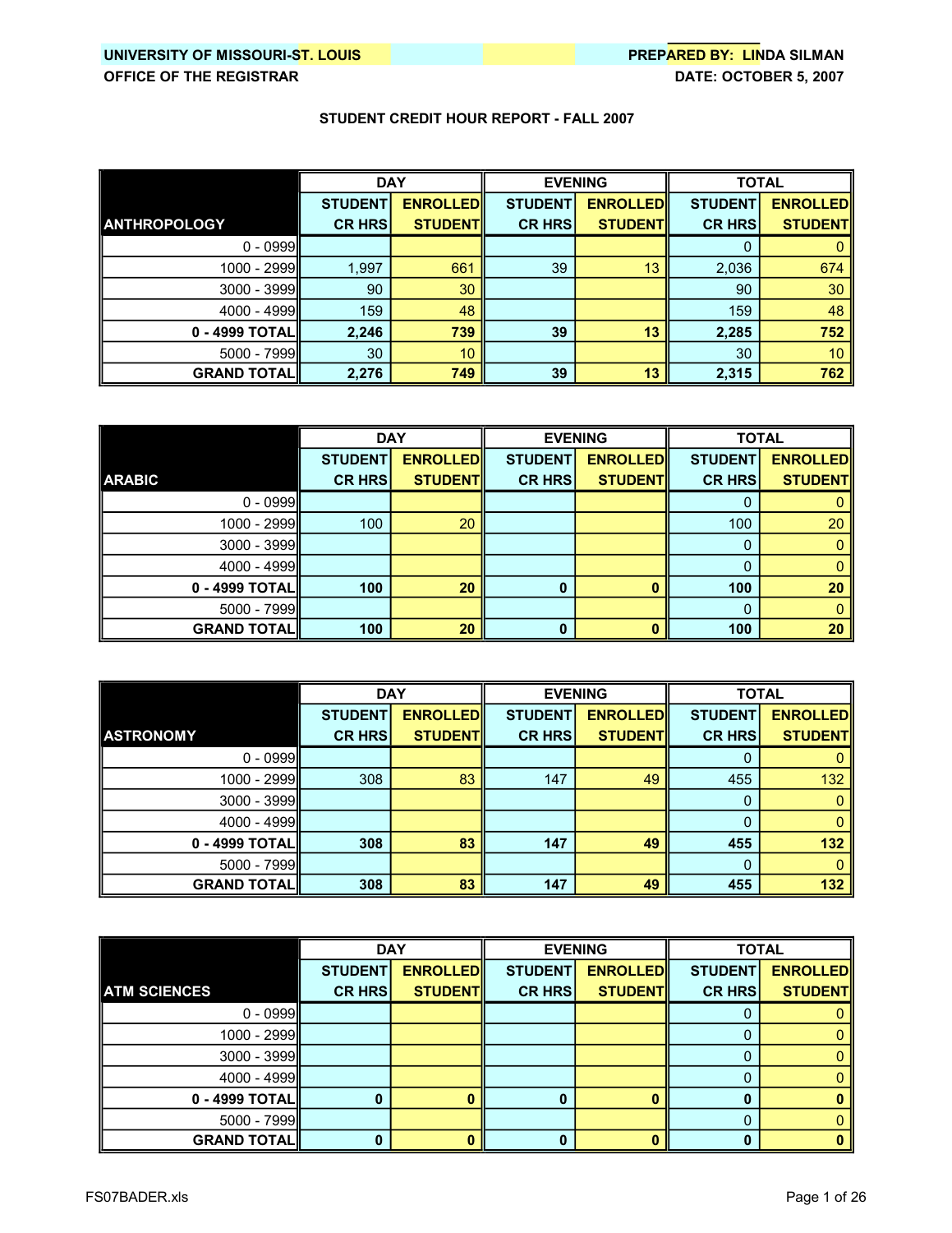UNIVERSITY OF MISSOURI-ST. LOUIS
OFFICE OF THE REGISTRAR

PREPARED BY: LINDA SILMAN
DATE: OCTOBER 5, 2007

## STUDENT CREDIT HOUR REPORT - FALL 2007

| ANTHROPOLOGY | DAY | | EVENING | | TOTAL | |
|---|---|---|---|---|---|---|
| | STUDENT CR HRS | ENROLLED STUDENT | STUDENT CR HRS | ENROLLED STUDENT | STUDENT CR HRS | ENROLLED STUDENT |
| 0 - 0999 | | | | | 0 | 0 |
| 1000 - 2999 | 1,997 | 661 | 39 | 13 | 2,036 | 674 |
| 3000 - 3999 | 90 | 30 | | | 90 | 30 |
| 4000 - 4999 | 159 | 48 | | | 159 | 48 |
| **0 - 4999 TOTAL** | **2,246** | **739** | **39** | **13** | **2,285** | **752** |
| 5000 - 7999 | 30 | 10 | | | 30 | 10 |
| **GRAND TOTAL** | **2,276** | **749** | **39** | **13** | **2,315** | **762** |

| ARABIC | DAY | | EVENING | | TOTAL | |
|---|---|---|---|---|---|---|
| | STUDENT CR HRS | ENROLLED STUDENT | STUDENT CR HRS | ENROLLED STUDENT | STUDENT CR HRS | ENROLLED STUDENT |
| 0 - 0999 | | | | | 0 | 0 |
| 1000 - 2999 | 100 | 20 | | | 100 | 20 |
| 3000 - 3999 | | | | | 0 | 0 |
| 4000 - 4999 | | | | | 0 | 0 |
| **0 - 4999 TOTAL** | **100** | **20** | **0** | **0** | **100** | **20** |
| 5000 - 7999 | | | | | 0 | 0 |
| **GRAND TOTAL** | **100** | **20** | **0** | **0** | **100** | **20** |

| ASTRONOMY | DAY | | EVENING | | TOTAL | |
|---|---|---|---|---|---|---|
| | STUDENT CR HRS | ENROLLED STUDENT | STUDENT CR HRS | ENROLLED STUDENT | STUDENT CR HRS | ENROLLED STUDENT |
| 0 - 0999 | | | | | 0 | 0 |
| 1000 - 2999 | 308 | 83 | 147 | 49 | 455 | 132 |
| 3000 - 3999 | | | | | 0 | 0 |
| 4000 - 4999 | | | | | 0 | 0 |
| **0 - 4999 TOTAL** | **308** | **83** | **147** | **49** | **455** | **132** |
| 5000 - 7999 | | | | | 0 | 0 |
| **GRAND TOTAL** | **308** | **83** | **147** | **49** | **455** | **132** |

| ATM SCIENCES | DAY | | EVENING | | TOTAL | |
|---|---|---|---|---|---|---|
| | STUDENT CR HRS | ENROLLED STUDENT | STUDENT CR HRS | ENROLLED STUDENT | STUDENT CR HRS | ENROLLED STUDENT |
| 0 - 0999 | | | | | 0 | 0 |
| 1000 - 2999 | | | | | 0 | 0 |
| 3000 - 3999 | | | | | 0 | 0 |
| 4000 - 4999 | | | | | 0 | 0 |
| **0 - 4999 TOTAL** | **0** | **0** | **0** | **0** | **0** | **0** |
| 5000 - 7999 | | | | | 0 | 0 |
| **GRAND TOTAL** | **0** | **0** | **0** | **0** | **0** | **0** |

FS07BADER.xls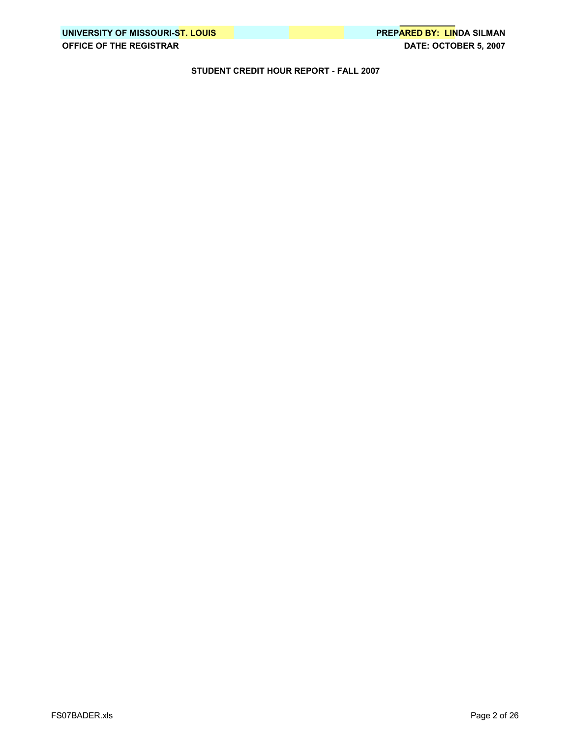UNIVERSITY OF MISSOURI-ST. LOUIS

OFFICE OF THE REGISTRAR

PREPARED BY: LINDA SILMAN

DATE: OCTOBER 5, 2007

**STUDENT CREDIT HOUR REPORT - FALL 2007**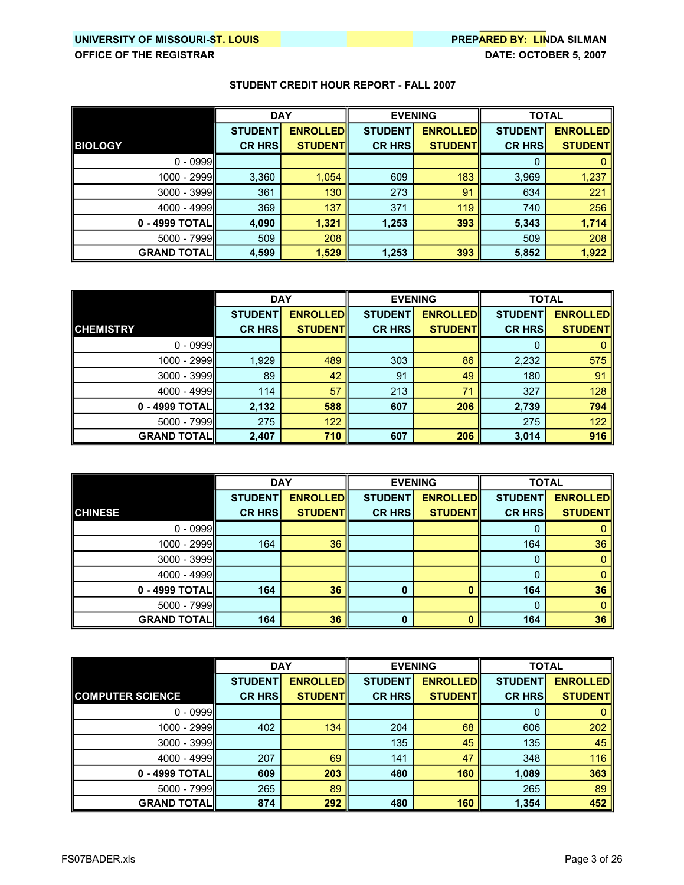UNIVERSITY OF MISSOURI-ST. LOUIS
OFFICE OF THE REGISTRAR

PREPARED BY: LINDA SILMAN
DATE: OCTOBER 5, 2007

## STUDENT CREDIT HOUR REPORT - FALL 2007

| BIOLOGY | DAY | | EVENING | | TOTAL | |
|---|---|---|---|---|---|---|
| | STUDENT CR HRS | ENROLLED STUDENT | STUDENT CR HRS | ENROLLED STUDENT | STUDENT CR HRS | ENROLLED STUDENT |
| 0 - 0999 | | | | | 0 | 0 |
| 1000 - 2999 | 3,360 | 1,054 | 609 | 183 | 3,969 | 1,237 |
| 3000 - 3999 | 361 | 130 | 273 | 91 | 634 | 221 |
| 4000 - 4999 | 369 | 137 | 371 | 119 | 740 | 256 |
| **0 - 4999 TOTAL** | **4,090** | **1,321** | **1,253** | **393** | **5,343** | **1,714** |
| 5000 - 7999 | 509 | 208 | | | 509 | 208 |
| **GRAND TOTAL** | **4,599** | **1,529** | **1,253** | **393** | **5,852** | **1,922** |

| CHEMISTRY | DAY | | EVENING | | TOTAL | |
|---|---|---|---|---|---|---|
| | STUDENT CR HRS | ENROLLED STUDENT | STUDENT CR HRS | ENROLLED STUDENT | STUDENT CR HRS | ENROLLED STUDENT |
| 0 - 0999 | | | | | 0 | 0 |
| 1000 - 2999 | 1,929 | 489 | 303 | 86 | 2,232 | 575 |
| 3000 - 3999 | 89 | 42 | 91 | 49 | 180 | 91 |
| 4000 - 4999 | 114 | 57 | 213 | 71 | 327 | 128 |
| **0 - 4999 TOTAL** | **2,132** | **588** | **607** | **206** | **2,739** | **794** |
| 5000 - 7999 | 275 | 122 | | | 275 | 122 |
| **GRAND TOTAL** | **2,407** | **710** | **607** | **206** | **3,014** | **916** |

| CHINESE | DAY | | EVENING | | TOTAL | |
|---|---|---|---|---|---|---|
| | STUDENT CR HRS | ENROLLED STUDENT | STUDENT CR HRS | ENROLLED STUDENT | STUDENT CR HRS | ENROLLED STUDENT |
| 0 - 0999 | | | | | 0 | 0 |
| 1000 - 2999 | 164 | 36 | | | 164 | 36 |
| 3000 - 3999 | | | | | 0 | 0 |
| 4000 - 4999 | | | | | 0 | 0 |
| **0 - 4999 TOTAL** | **164** | **36** | **0** | **0** | **164** | **36** |
| 5000 - 7999 | | | | | 0 | 0 |
| **GRAND TOTAL** | **164** | **36** | **0** | **0** | **164** | **36** |

| COMPUTER SCIENCE | DAY | | EVENING | | TOTAL | |
|---|---|---|---|---|---|---|
| | STUDENT CR HRS | ENROLLED STUDENT | STUDENT CR HRS | ENROLLED STUDENT | STUDENT CR HRS | ENROLLED STUDENT |
| 0 - 0999 | | | | | 0 | 0 |
| 1000 - 2999 | 402 | 134 | 204 | 68 | 606 | 202 |
| 3000 - 3999 | | | 135 | 45 | 135 | 45 |
| 4000 - 4999 | 207 | 69 | 141 | 47 | 348 | 116 |
| **0 - 4999 TOTAL** | **609** | **203** | **480** | **160** | **1,089** | **363** |
| 5000 - 7999 | 265 | 89 | | | 265 | 89 |
| **GRAND TOTAL** | **874** | **292** | **480** | **160** | **1,354** | **452** |

FS07BADER.xls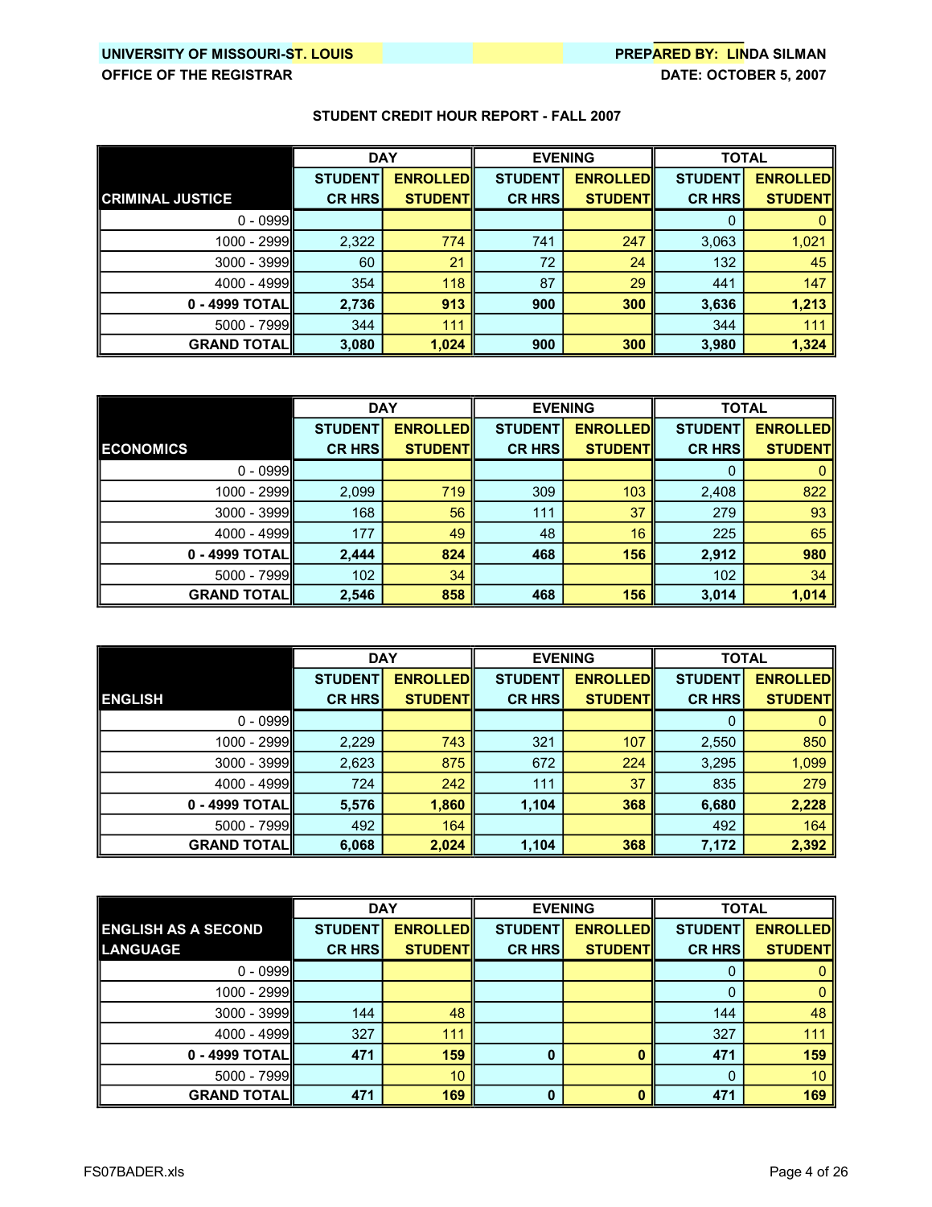UNIVERSITY OF MISSOURI-ST. LOUIS
OFFICE OF THE REGISTRAR

PREPARED BY: LINDA SILMAN
DATE: OCTOBER 5, 2007

## STUDENT CREDIT HOUR REPORT - FALL 2007

| CRIMINAL JUSTICE | DAY | | EVENING | | TOTAL | |
|---|---|---|---|---|---|---|
| | STUDENT CR HRS | ENROLLED STUDENT | STUDENT CR HRS | ENROLLED STUDENT | STUDENT CR HRS | ENROLLED STUDENT |
| 0 - 0999 | | | | | 0 | 0 |
| 1000 - 2999 | 2,322 | 774 | 741 | 247 | 3,063 | 1,021 |
| 3000 - 3999 | 60 | 21 | 72 | 24 | 132 | 45 |
| 4000 - 4999 | 354 | 118 | 87 | 29 | 441 | 147 |
| **0 - 4999 TOTAL** | **2,736** | **913** | **900** | **300** | **3,636** | **1,213** |
| 5000 - 7999 | 344 | 111 | | | 344 | 111 |
| **GRAND TOTAL** | **3,080** | **1,024** | **900** | **300** | **3,980** | **1,324** |

| ECONOMICS | DAY | | EVENING | | TOTAL | |
|---|---|---|---|---|---|---|
| | STUDENT CR HRS | ENROLLED STUDENT | STUDENT CR HRS | ENROLLED STUDENT | STUDENT CR HRS | ENROLLED STUDENT |
| 0 - 0999 | | | | | 0 | 0 |
| 1000 - 2999 | 2,099 | 719 | 309 | 103 | 2,408 | 822 |
| 3000 - 3999 | 168 | 56 | 111 | 37 | 279 | 93 |
| 4000 - 4999 | 177 | 49 | 48 | 16 | 225 | 65 |
| **0 - 4999 TOTAL** | **2,444** | **824** | **468** | **156** | **2,912** | **980** |
| 5000 - 7999 | 102 | 34 | | | 102 | 34 |
| **GRAND TOTAL** | **2,546** | **858** | **468** | **156** | **3,014** | **1,014** |

| ENGLISH | DAY | | EVENING | | TOTAL | |
|---|---|---|---|---|---|---|
| | STUDENT CR HRS | ENROLLED STUDENT | STUDENT CR HRS | ENROLLED STUDENT | STUDENT CR HRS | ENROLLED STUDENT |
| 0 - 0999 | | | | | 0 | 0 |
| 1000 - 2999 | 2,229 | 743 | 321 | 107 | 2,550 | 850 |
| 3000 - 3999 | 2,623 | 875 | 672 | 224 | 3,295 | 1,099 |
| 4000 - 4999 | 724 | 242 | 111 | 37 | 835 | 279 |
| **0 - 4999 TOTAL** | **5,576** | **1,860** | **1,104** | **368** | **6,680** | **2,228** |
| 5000 - 7999 | 492 | 164 | | | 492 | 164 |
| **GRAND TOTAL** | **6,068** | **2,024** | **1,104** | **368** | **7,172** | **2,392** |

| ENGLISH AS A SECOND LANGUAGE | DAY | | EVENING | | TOTAL | |
|---|---|---|---|---|---|---|
| | STUDENT CR HRS | ENROLLED STUDENT | STUDENT CR HRS | ENROLLED STUDENT | STUDENT CR HRS | ENROLLED STUDENT |
| 0 - 0999 | | | | | 0 | 0 |
| 1000 - 2999 | | | | | 0 | 0 |
| 3000 - 3999 | 144 | 48 | | | 144 | 48 |
| 4000 - 4999 | 327 | 111 | | | 327 | 111 |
| **0 - 4999 TOTAL** | **471** | **159** | **0** | **0** | **471** | **159** |
| 5000 - 7999 | | 10 | | | 0 | 10 |
| **GRAND TOTAL** | **471** | **169** | **0** | **0** | **471** | **169** |

FS07BADER.xls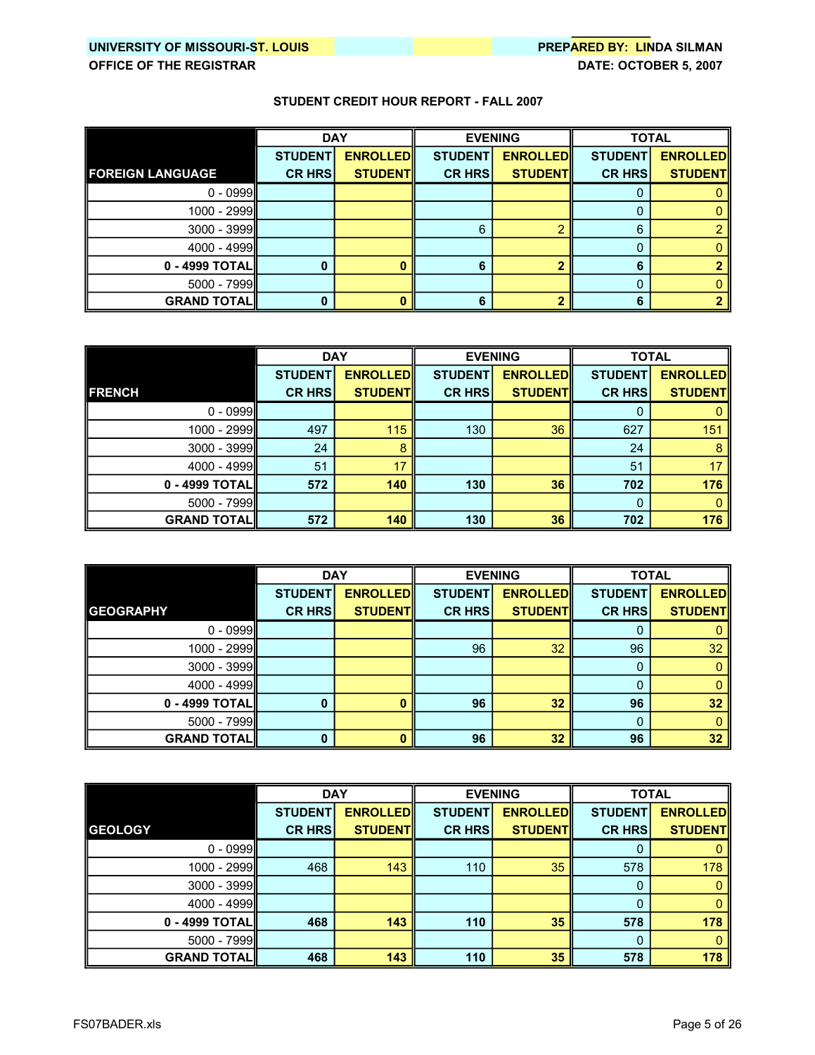UNIVERSITY OF MISSOURI-ST. LOUIS
OFFICE OF THE REGISTRAR

PREPARED BY: LINDA SILMAN
DATE: OCTOBER 5, 2007

### STUDENT CREDIT HOUR REPORT - FALL 2007

| | DAY | | EVENING | | TOTAL | |
|---|---|---|---|---|---|---|
| **FOREIGN LANGUAGE** | **STUDENT CR HRS** | **ENROLLED STUDENT** | **STUDENT CR HRS** | **ENROLLED STUDENT** | **STUDENT CR HRS** | **ENROLLED STUDENT** |
| 0 - 0999 | | | | | 0 | 0 |
| 1000 - 2999 | | | | | 0 | 0 |
| 3000 - 3999 | | | 6 | 2 | 6 | 2 |
| 4000 - 4999 | | | | | 0 | 0 |
| **0 - 4999 TOTAL** | **0** | **0** | **6** | **2** | **6** | **2** |
| 5000 - 7999 | | | | | 0 | 0 |
| **GRAND TOTAL** | **0** | **0** | **6** | **2** | **6** | **2** |

| | DAY | | EVENING | | TOTAL | |
|---|---|---|---|---|---|---|
| **FRENCH** | **STUDENT CR HRS** | **ENROLLED STUDENT** | **STUDENT CR HRS** | **ENROLLED STUDENT** | **STUDENT CR HRS** | **ENROLLED STUDENT** |
| 0 - 0999 | | | | | 0 | 0 |
| 1000 - 2999 | 497 | 115 | 130 | 36 | 627 | 151 |
| 3000 - 3999 | 24 | 8 | | | 24 | 8 |
| 4000 - 4999 | 51 | 17 | | | 51 | 17 |
| **0 - 4999 TOTAL** | **572** | **140** | **130** | **36** | **702** | **176** |
| 5000 - 7999 | | | | | 0 | 0 |
| **GRAND TOTAL** | **572** | **140** | **130** | **36** | **702** | **176** |

| | DAY | | EVENING | | TOTAL | |
|---|---|---|---|---|---|---|
| **GEOGRAPHY** | **STUDENT CR HRS** | **ENROLLED STUDENT** | **STUDENT CR HRS** | **ENROLLED STUDENT** | **STUDENT CR HRS** | **ENROLLED STUDENT** |
| 0 - 0999 | | | | | 0 | 0 |
| 1000 - 2999 | | | 96 | 32 | 96 | 32 |
| 3000 - 3999 | | | | | 0 | 0 |
| 4000 - 4999 | | | | | 0 | 0 |
| **0 - 4999 TOTAL** | **0** | **0** | **96** | **32** | **96** | **32** |
| 5000 - 7999 | | | | | 0 | 0 |
| **GRAND TOTAL** | **0** | **0** | **96** | **32** | **96** | **32** |

| | DAY | | EVENING | | TOTAL | |
|---|---|---|---|---|---|---|
| **GEOLOGY** | **STUDENT CR HRS** | **ENROLLED STUDENT** | **STUDENT CR HRS** | **ENROLLED STUDENT** | **STUDENT CR HRS** | **ENROLLED STUDENT** |
| 0 - 0999 | | | | | 0 | 0 |
| 1000 - 2999 | 468 | 143 | 110 | 35 | 578 | 178 |
| 3000 - 3999 | | | | | 0 | 0 |
| 4000 - 4999 | | | | | 0 | 0 |
| **0 - 4999 TOTAL** | **468** | **143** | **110** | **35** | **578** | **178** |
| 5000 - 7999 | | | | | 0 | 0 |
| **GRAND TOTAL** | **468** | **143** | **110** | **35** | **578** | **178** |

FS07BADER.xls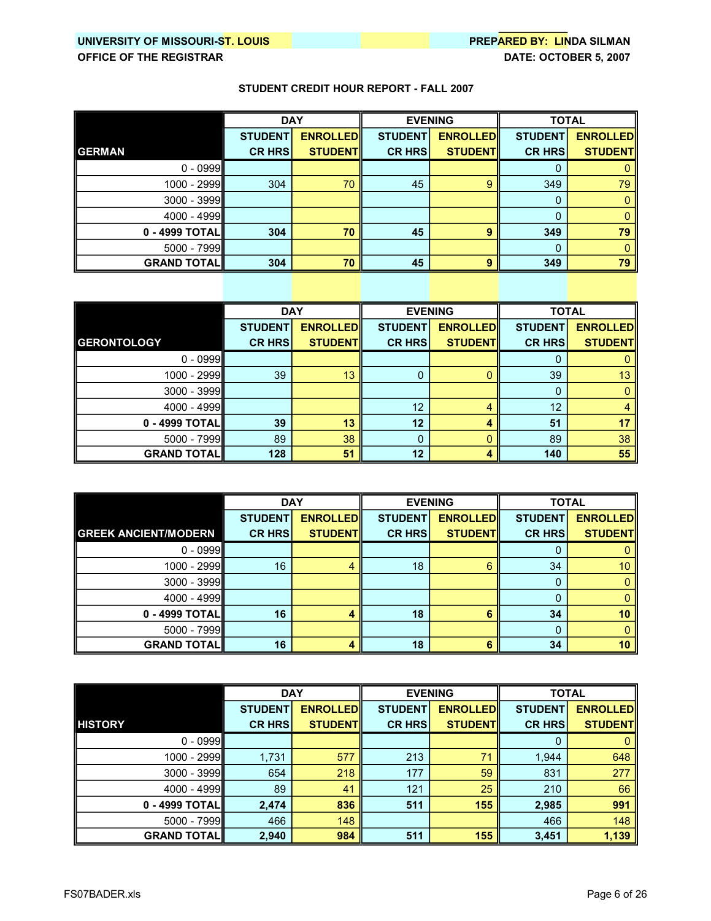UNIVERSITY OF MISSOURI-ST. LOUIS
OFFICE OF THE REGISTRAR

PREPARED BY: LINDA SILMAN
DATE: OCTOBER 5, 2007

## STUDENT CREDIT HOUR REPORT - FALL 2007

| GERMAN | DAY | | EVENING | | TOTAL | |
|---|---|---|---|---|---|---|
| | STUDENT CR HRS | ENROLLED STUDENT | STUDENT CR HRS | ENROLLED STUDENT | STUDENT CR HRS | ENROLLED STUDENT |
| 0 - 0999 | | | | | 0 | 0 |
| 1000 - 2999 | 304 | 70 | 45 | 9 | 349 | 79 |
| 3000 - 3999 | | | | | 0 | 0 |
| 4000 - 4999 | | | | | 0 | 0 |
| **0 - 4999 TOTAL** | **304** | **70** | **45** | **9** | **349** | **79** |
| 5000 - 7999 | | | | | 0 | 0 |
| **GRAND TOTAL** | **304** | **70** | **45** | **9** | **349** | **79** |

| GERONTOLOGY | DAY | | EVENING | | TOTAL | |
|---|---|---|---|---|---|---|
| | STUDENT CR HRS | ENROLLED STUDENT | STUDENT CR HRS | ENROLLED STUDENT | STUDENT CR HRS | ENROLLED STUDENT |
| 0 - 0999 | | | | | 0 | 0 |
| 1000 - 2999 | 39 | 13 | 0 | 0 | 39 | 13 |
| 3000 - 3999 | | | | | 0 | 0 |
| 4000 - 4999 | | | 12 | 4 | 12 | 4 |
| **0 - 4999 TOTAL** | **39** | **13** | **12** | **4** | **51** | **17** |
| 5000 - 7999 | 89 | 38 | 0 | 0 | 89 | 38 |
| **GRAND TOTAL** | **128** | **51** | **12** | **4** | **140** | **55** |

| GREEK ANCIENT/MODERN | DAY | | EVENING | | TOTAL | |
|---|---|---|---|---|---|---|
| | STUDENT CR HRS | ENROLLED STUDENT | STUDENT CR HRS | ENROLLED STUDENT | STUDENT CR HRS | ENROLLED STUDENT |
| 0 - 0999 | | | | | 0 | 0 |
| 1000 - 2999 | 16 | 4 | 18 | 6 | 34 | 10 |
| 3000 - 3999 | | | | | 0 | 0 |
| 4000 - 4999 | | | | | 0 | 0 |
| **0 - 4999 TOTAL** | **16** | **4** | **18** | **6** | **34** | **10** |
| 5000 - 7999 | | | | | 0 | 0 |
| **GRAND TOTAL** | **16** | **4** | **18** | **6** | **34** | **10** |

| HISTORY | DAY | | EVENING | | TOTAL | |
|---|---|---|---|---|---|---|
| | STUDENT CR HRS | ENROLLED STUDENT | STUDENT CR HRS | ENROLLED STUDENT | STUDENT CR HRS | ENROLLED STUDENT |
| 0 - 0999 | | | | | 0 | 0 |
| 1000 - 2999 | 1,731 | 577 | 213 | 71 | 1,944 | 648 |
| 3000 - 3999 | 654 | 218 | 177 | 59 | 831 | 277 |
| 4000 - 4999 | 89 | 41 | 121 | 25 | 210 | 66 |
| **0 - 4999 TOTAL** | **2,474** | **836** | **511** | **155** | **2,985** | **991** |
| 5000 - 7999 | 466 | 148 | | | 466 | 148 |
| **GRAND TOTAL** | **2,940** | **984** | **511** | **155** | **3,451** | **1,139** |

FS07BADER.xls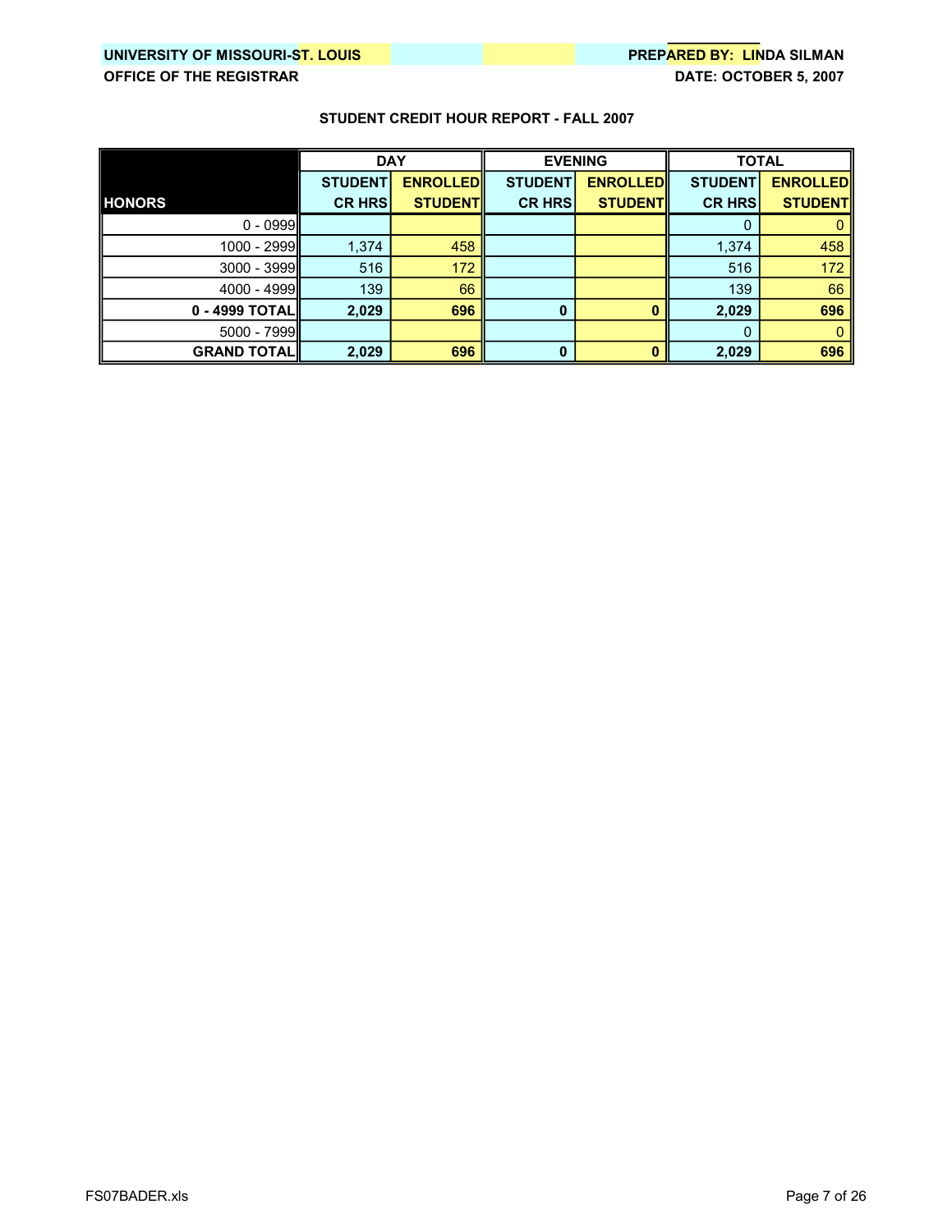**UNIVERSITY OF MISSOURI-ST. LOUIS**
**OFFICE OF THE REGISTRAR**

**PREPARED BY: LINDA SILMAN**
**DATE: OCTOBER 5, 2007**

## STUDENT CREDIT HOUR REPORT - FALL 2007

| | DAY | | EVENING | | TOTAL | |
|---|---|---|---|---|---|---|
| **HONORS** | **STUDENT CR HRS** | **ENROLLED STUDENT** | **STUDENT CR HRS** | **ENROLLED STUDENT** | **STUDENT CR HRS** | **ENROLLED STUDENT** |
| 0 - 0999 | | | | | 0 | 0 |
| 1000 - 2999 | 1,374 | 458 | | | 1,374 | 458 |
| 3000 - 3999 | 516 | 172 | | | 516 | 172 |
| 4000 - 4999 | 139 | 66 | | | 139 | 66 |
| **0 - 4999 TOTAL** | **2,029** | **696** | **0** | **0** | **2,029** | **696** |
| 5000 - 7999 | | | | | 0 | 0 |
| **GRAND TOTAL** | **2,029** | **696** | **0** | **0** | **2,029** | **696** |

FS07BADER.xls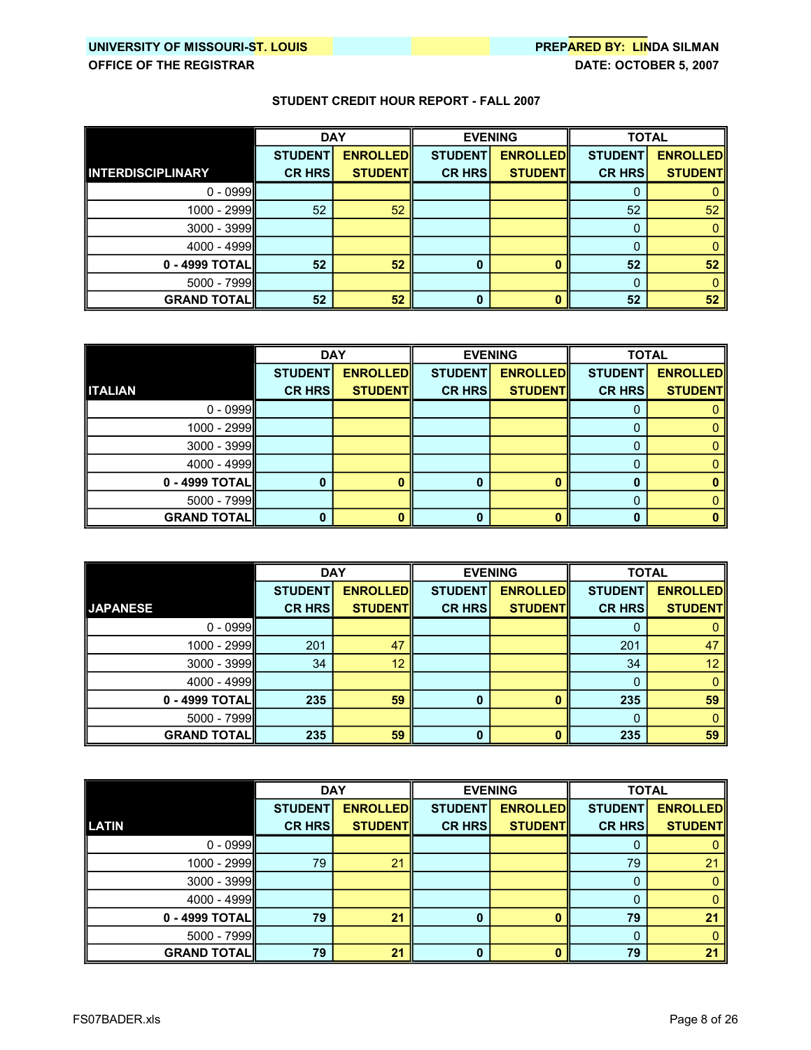UNIVERSITY OF MISSOURI-ST. LOUIS
OFFICE OF THE REGISTRAR

PREPARED BY: LINDA SILMAN
DATE: OCTOBER 5, 2007

## STUDENT CREDIT HOUR REPORT - FALL 2007

| INTERDISCIPLINARY | DAY | | EVENING | | TOTAL | |
|---|---|---|---|---|---|---|
| | STUDENT CR HRS | ENROLLED STUDENT | STUDENT CR HRS | ENROLLED STUDENT | STUDENT CR HRS | ENROLLED STUDENT |
| 0 - 0999 | | | | | 0 | 0 |
| 1000 - 2999 | 52 | 52 | | | 52 | 52 |
| 3000 - 3999 | | | | | 0 | 0 |
| 4000 - 4999 | | | | | 0 | 0 |
| **0 - 4999 TOTAL** | **52** | **52** | **0** | **0** | **52** | **52** |
| 5000 - 7999 | | | | | 0 | 0 |
| **GRAND TOTAL** | **52** | **52** | **0** | **0** | **52** | **52** |

| ITALIAN | DAY | | EVENING | | TOTAL | |
|---|---|---|---|---|---|---|
| | STUDENT CR HRS | ENROLLED STUDENT | STUDENT CR HRS | ENROLLED STUDENT | STUDENT CR HRS | ENROLLED STUDENT |
| 0 - 0999 | | | | | 0 | 0 |
| 1000 - 2999 | | | | | 0 | 0 |
| 3000 - 3999 | | | | | 0 | 0 |
| 4000 - 4999 | | | | | 0 | 0 |
| **0 - 4999 TOTAL** | **0** | **0** | **0** | **0** | **0** | **0** |
| 5000 - 7999 | | | | | 0 | 0 |
| **GRAND TOTAL** | **0** | **0** | **0** | **0** | **0** | **0** |

| JAPANESE | DAY | | EVENING | | TOTAL | |
|---|---|---|---|---|---|---|
| | STUDENT CR HRS | ENROLLED STUDENT | STUDENT CR HRS | ENROLLED STUDENT | STUDENT CR HRS | ENROLLED STUDENT |
| 0 - 0999 | | | | | 0 | 0 |
| 1000 - 2999 | 201 | 47 | | | 201 | 47 |
| 3000 - 3999 | 34 | 12 | | | 34 | 12 |
| 4000 - 4999 | | | | | 0 | 0 |
| **0 - 4999 TOTAL** | **235** | **59** | **0** | **0** | **235** | **59** |
| 5000 - 7999 | | | | | 0 | 0 |
| **GRAND TOTAL** | **235** | **59** | **0** | **0** | **235** | **59** |

| LATIN | DAY | | EVENING | | TOTAL | |
|---|---|---|---|---|---|---|
| | STUDENT CR HRS | ENROLLED STUDENT | STUDENT CR HRS | ENROLLED STUDENT | STUDENT CR HRS | ENROLLED STUDENT |
| 0 - 0999 | | | | | 0 | 0 |
| 1000 - 2999 | 79 | 21 | | | 79 | 21 |
| 3000 - 3999 | | | | | 0 | 0 |
| 4000 - 4999 | | | | | 0 | 0 |
| **0 - 4999 TOTAL** | **79** | **21** | **0** | **0** | **79** | **21** |
| 5000 - 7999 | | | | | 0 | 0 |
| **GRAND TOTAL** | **79** | **21** | **0** | **0** | **79** | **21** |

FS07BADER.xls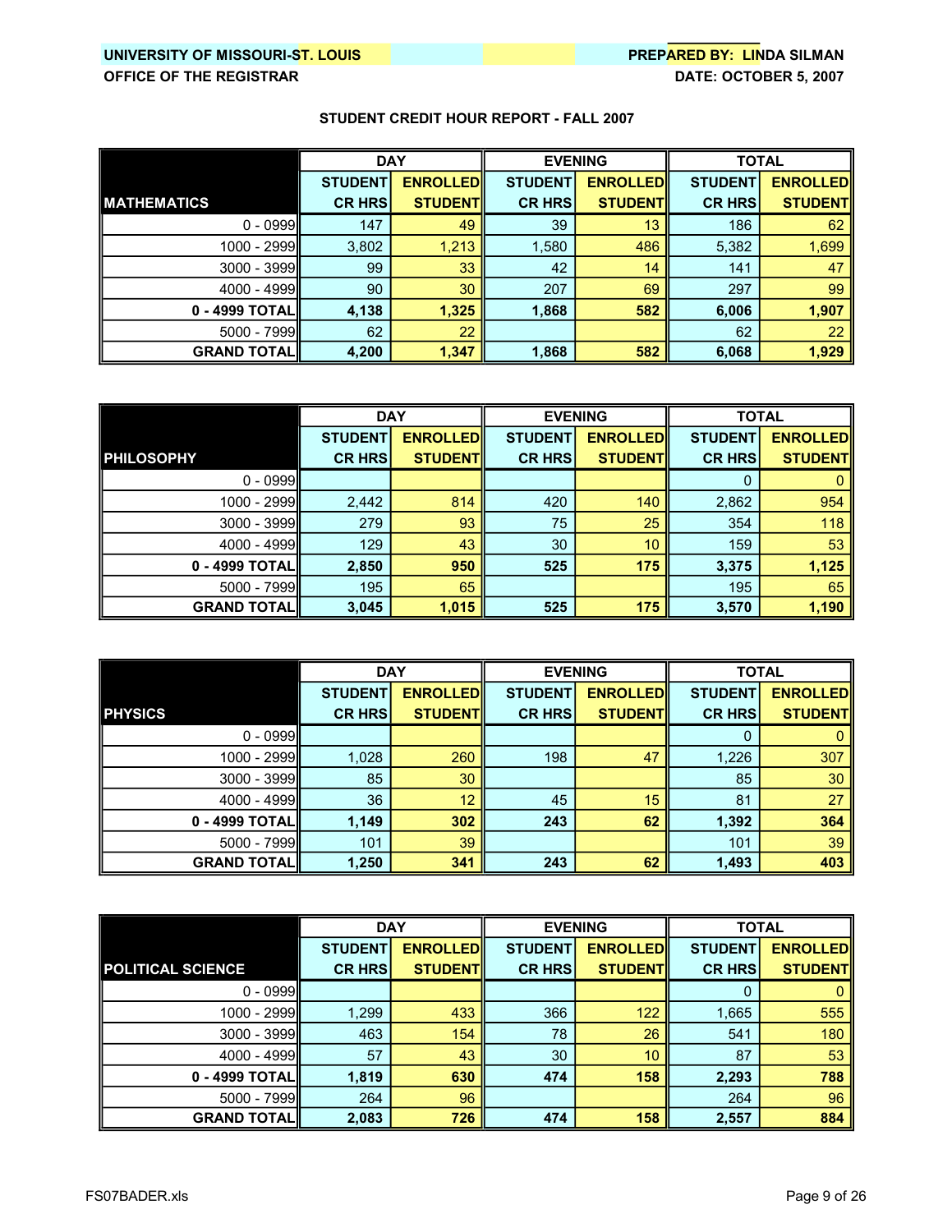UNIVERSITY OF MISSOURI-ST. LOUIS
OFFICE OF THE REGISTRAR

PREPARED BY: LINDA SILMAN
DATE: OCTOBER 5, 2007

## STUDENT CREDIT HOUR REPORT - FALL 2007

| | DAY | | EVENING | | TOTAL | |
|---|---|---|---|---|---|---|
| **MATHEMATICS** | **STUDENT CR HRS** | **ENROLLED STUDENT** | **STUDENT CR HRS** | **ENROLLED STUDENT** | **STUDENT CR HRS** | **ENROLLED STUDENT** |
| 0 - 0999 | 147 | 49 | 39 | 13 | 186 | 62 |
| 1000 - 2999 | 3,802 | 1,213 | 1,580 | 486 | 5,382 | 1,699 |
| 3000 - 3999 | 99 | 33 | 42 | 14 | 141 | 47 |
| 4000 - 4999 | 90 | 30 | 207 | 69 | 297 | 99 |
| **0 - 4999 TOTAL** | **4,138** | **1,325** | **1,868** | **582** | **6,006** | **1,907** |
| 5000 - 7999 | 62 | 22 | | | 62 | 22 |
| **GRAND TOTAL** | **4,200** | **1,347** | **1,868** | **582** | **6,068** | **1,929** |

| | DAY | | EVENING | | TOTAL | |
|---|---|---|---|---|---|---|
| **PHILOSOPHY** | **STUDENT CR HRS** | **ENROLLED STUDENT** | **STUDENT CR HRS** | **ENROLLED STUDENT** | **STUDENT CR HRS** | **ENROLLED STUDENT** |
| 0 - 0999 | | | | | 0 | 0 |
| 1000 - 2999 | 2,442 | 814 | 420 | 140 | 2,862 | 954 |
| 3000 - 3999 | 279 | 93 | 75 | 25 | 354 | 118 |
| 4000 - 4999 | 129 | 43 | 30 | 10 | 159 | 53 |
| **0 - 4999 TOTAL** | **2,850** | **950** | **525** | **175** | **3,375** | **1,125** |
| 5000 - 7999 | 195 | 65 | | | 195 | 65 |
| **GRAND TOTAL** | **3,045** | **1,015** | **525** | **175** | **3,570** | **1,190** |

| | DAY | | EVENING | | TOTAL | |
|---|---|---|---|---|---|---|
| **PHYSICS** | **STUDENT CR HRS** | **ENROLLED STUDENT** | **STUDENT CR HRS** | **ENROLLED STUDENT** | **STUDENT CR HRS** | **ENROLLED STUDENT** |
| 0 - 0999 | | | | | 0 | 0 |
| 1000 - 2999 | 1,028 | 260 | 198 | 47 | 1,226 | 307 |
| 3000 - 3999 | 85 | 30 | | | 85 | 30 |
| 4000 - 4999 | 36 | 12 | 45 | 15 | 81 | 27 |
| **0 - 4999 TOTAL** | **1,149** | **302** | **243** | **62** | **1,392** | **364** |
| 5000 - 7999 | 101 | 39 | | | 101 | 39 |
| **GRAND TOTAL** | **1,250** | **341** | **243** | **62** | **1,493** | **403** |

| | DAY | | EVENING | | TOTAL | |
|---|---|---|---|---|---|---|
| **POLITICAL SCIENCE** | **STUDENT CR HRS** | **ENROLLED STUDENT** | **STUDENT CR HRS** | **ENROLLED STUDENT** | **STUDENT CR HRS** | **ENROLLED STUDENT** |
| 0 - 0999 | | | | | 0 | 0 |
| 1000 - 2999 | 1,299 | 433 | 366 | 122 | 1,665 | 555 |
| 3000 - 3999 | 463 | 154 | 78 | 26 | 541 | 180 |
| 4000 - 4999 | 57 | 43 | 30 | 10 | 87 | 53 |
| **0 - 4999 TOTAL** | **1,819** | **630** | **474** | **158** | **2,293** | **788** |
| 5000 - 7999 | 264 | 96 | | | 264 | 96 |
| **GRAND TOTAL** | **2,083** | **726** | **474** | **158** | **2,557** | **884** |

FS07BADER.xls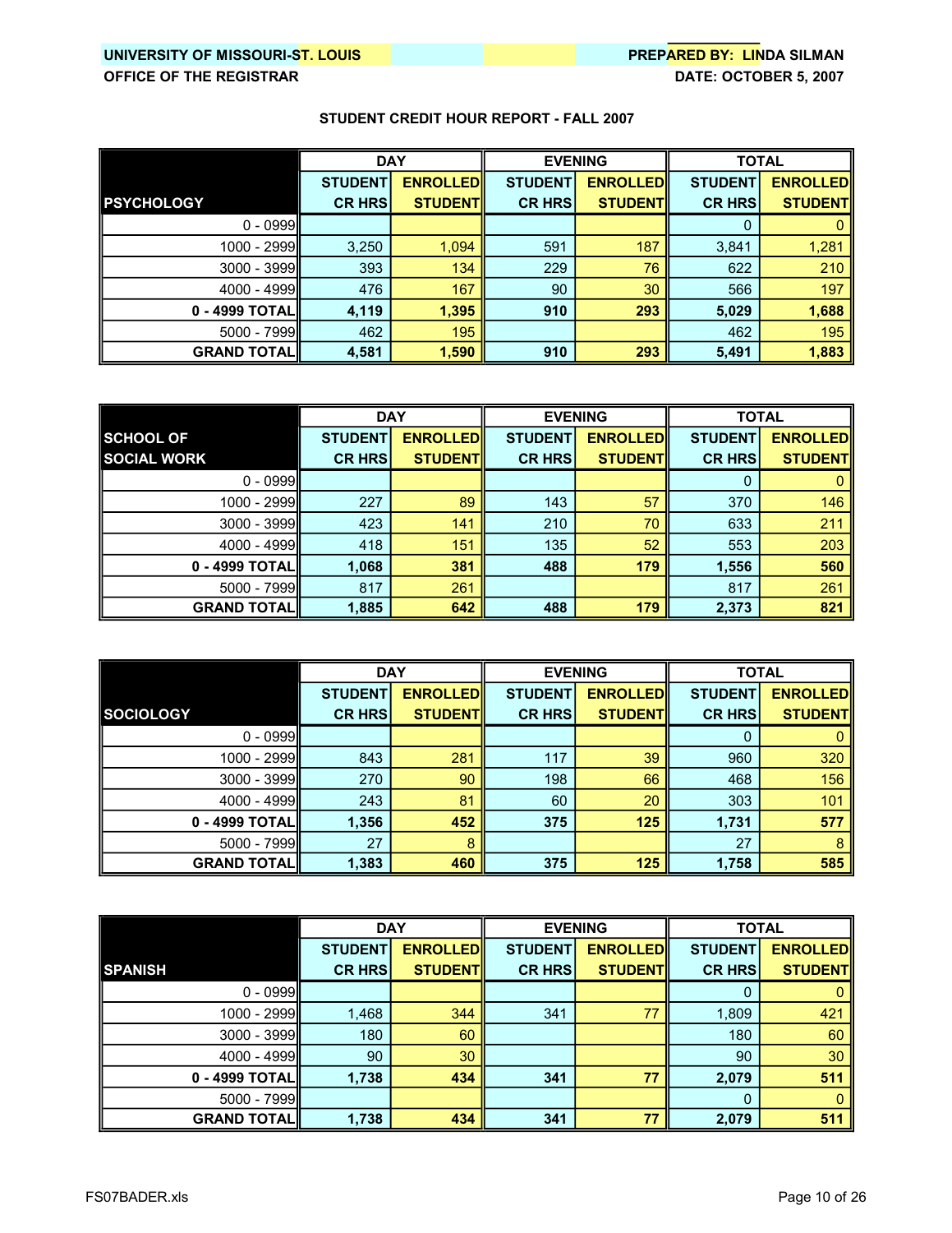UNIVERSITY OF MISSOURI-ST. LOUIS
OFFICE OF THE REGISTRAR

PREPARED BY: LINDA SILMAN
DATE: OCTOBER 5, 2007

**STUDENT CREDIT HOUR REPORT - FALL 2007**

| | DAY | | EVENING | | TOTAL | |
|---|---|---|---|---|---|---|
| **PSYCHOLOGY** | **STUDENT CR HRS** | **ENROLLED STUDENT** | **STUDENT CR HRS** | **ENROLLED STUDENT** | **STUDENT CR HRS** | **ENROLLED STUDENT** |
| 0 - 0999 | | | | | 0 | 0 |
| 1000 - 2999 | 3,250 | 1,094 | 591 | 187 | 3,841 | 1,281 |
| 3000 - 3999 | 393 | 134 | 229 | 76 | 622 | 210 |
| 4000 - 4999 | 476 | 167 | 90 | 30 | 566 | 197 |
| **0 - 4999 TOTAL** | **4,119** | **1,395** | **910** | **293** | **5,029** | **1,688** |
| 5000 - 7999 | 462 | 195 | | | 462 | 195 |
| **GRAND TOTAL** | **4,581** | **1,590** | **910** | **293** | **5,491** | **1,883** |

| | DAY | | EVENING | | TOTAL | |
|---|---|---|---|---|---|---|
| **SCHOOL OF SOCIAL WORK** | **STUDENT CR HRS** | **ENROLLED STUDENT** | **STUDENT CR HRS** | **ENROLLED STUDENT** | **STUDENT CR HRS** | **ENROLLED STUDENT** |
| 0 - 0999 | | | | | 0 | 0 |
| 1000 - 2999 | 227 | 89 | 143 | 57 | 370 | 146 |
| 3000 - 3999 | 423 | 141 | 210 | 70 | 633 | 211 |
| 4000 - 4999 | 418 | 151 | 135 | 52 | 553 | 203 |
| **0 - 4999 TOTAL** | **1,068** | **381** | **488** | **179** | **1,556** | **560** |
| 5000 - 7999 | 817 | 261 | | | 817 | 261 |
| **GRAND TOTAL** | **1,885** | **642** | **488** | **179** | **2,373** | **821** |

| | DAY | | EVENING | | TOTAL | |
|---|---|---|---|---|---|---|
| **SOCIOLOGY** | **STUDENT CR HRS** | **ENROLLED STUDENT** | **STUDENT CR HRS** | **ENROLLED STUDENT** | **STUDENT CR HRS** | **ENROLLED STUDENT** |
| 0 - 0999 | | | | | 0 | 0 |
| 1000 - 2999 | 843 | 281 | 117 | 39 | 960 | 320 |
| 3000 - 3999 | 270 | 90 | 198 | 66 | 468 | 156 |
| 4000 - 4999 | 243 | 81 | 60 | 20 | 303 | 101 |
| **0 - 4999 TOTAL** | **1,356** | **452** | **375** | **125** | **1,731** | **577** |
| 5000 - 7999 | 27 | 8 | | | 27 | 8 |
| **GRAND TOTAL** | **1,383** | **460** | **375** | **125** | **1,758** | **585** |

| | DAY | | EVENING | | TOTAL | |
|---|---|---|---|---|---|---|
| **SPANISH** | **STUDENT CR HRS** | **ENROLLED STUDENT** | **STUDENT CR HRS** | **ENROLLED STUDENT** | **STUDENT CR HRS** | **ENROLLED STUDENT** |
| 0 - 0999 | | | | | 0 | 0 |
| 1000 - 2999 | 1,468 | 344 | 341 | 77 | 1,809 | 421 |
| 3000 - 3999 | 180 | 60 | | | 180 | 60 |
| 4000 - 4999 | 90 | 30 | | | 90 | 30 |
| **0 - 4999 TOTAL** | **1,738** | **434** | **341** | **77** | **2,079** | **511** |
| 5000 - 7999 | | | | | 0 | 0 |
| **GRAND TOTAL** | **1,738** | **434** | **341** | **77** | **2,079** | **511** |

FS07BADER.xls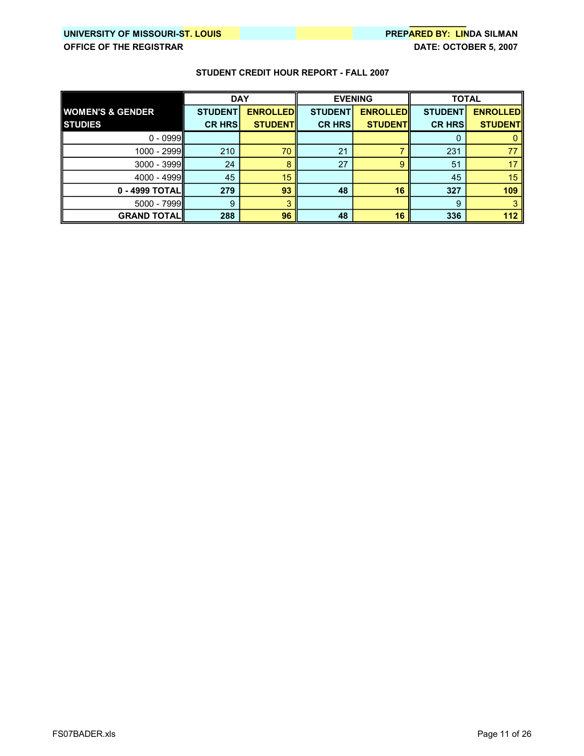UNIVERSITY OF MISSOURI-ST. LOUIS
OFFICE OF THE REGISTRAR

PREPARED BY: LINDA SILMAN
DATE: OCTOBER 5, 2007

## STUDENT CREDIT HOUR REPORT - FALL 2007

| WOMEN'S & GENDER STUDIES | DAY | | EVENING | | TOTAL | |
|---|---|---|---|---|---|---|
| | STUDENT CR HRS | ENROLLED STUDENT | STUDENT CR HRS | ENROLLED STUDENT | STUDENT CR HRS | ENROLLED STUDENT |
| 0 - 0999 | | | | | 0 | 0 |
| 1000 - 2999 | 210 | 70 | 21 | 7 | 231 | 77 |
| 3000 - 3999 | 24 | 8 | 27 | 9 | 51 | 17 |
| 4000 - 4999 | 45 | 15 | | | 45 | 15 |
| **0 - 4999 TOTAL** | **279** | **93** | **48** | **16** | **327** | **109** |
| 5000 - 7999 | 9 | 3 | | | 9 | 3 |
| **GRAND TOTAL** | **288** | **96** | **48** | **16** | **336** | **112** |

FS07BADER.xls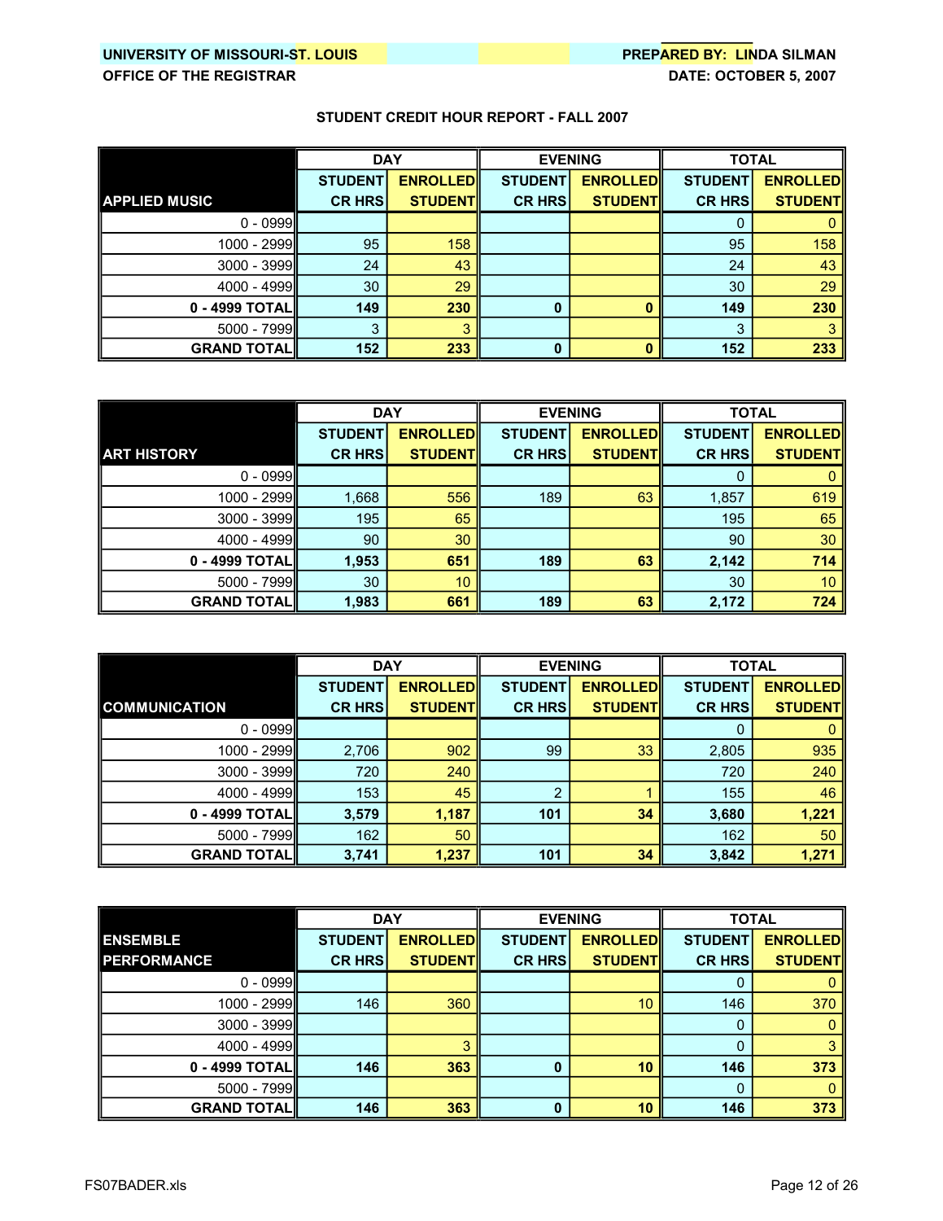UNIVERSITY OF MISSOURI-ST. LOUIS
OFFICE OF THE REGISTRAR

PREPARED BY: LINDA SILMAN
DATE: OCTOBER 5, 2007

**STUDENT CREDIT HOUR REPORT - FALL 2007**

| | DAY | | EVENING | | TOTAL | |
|---|---|---|---|---|---|---|
| **APPLIED MUSIC** | **STUDENT CR HRS** | **ENROLLED STUDENT** | **STUDENT CR HRS** | **ENROLLED STUDENT** | **STUDENT CR HRS** | **ENROLLED STUDENT** |
| 0 - 0999 | | | | | 0 | 0 |
| 1000 - 2999 | 95 | 158 | | | 95 | 158 |
| 3000 - 3999 | 24 | 43 | | | 24 | 43 |
| 4000 - 4999 | 30 | 29 | | | 30 | 29 |
| **0 - 4999 TOTAL** | **149** | **230** | **0** | **0** | **149** | **230** |
| 5000 - 7999 | 3 | 3 | | | 3 | 3 |
| **GRAND TOTAL** | **152** | **233** | **0** | **0** | **152** | **233** |

| | DAY | | EVENING | | TOTAL | |
|---|---|---|---|---|---|---|
| **ART HISTORY** | **STUDENT CR HRS** | **ENROLLED STUDENT** | **STUDENT CR HRS** | **ENROLLED STUDENT** | **STUDENT CR HRS** | **ENROLLED STUDENT** |
| 0 - 0999 | | | | | 0 | 0 |
| 1000 - 2999 | 1,668 | 556 | 189 | 63 | 1,857 | 619 |
| 3000 - 3999 | 195 | 65 | | | 195 | 65 |
| 4000 - 4999 | 90 | 30 | | | 90 | 30 |
| **0 - 4999 TOTAL** | **1,953** | **651** | **189** | **63** | **2,142** | **714** |
| 5000 - 7999 | 30 | 10 | | | 30 | 10 |
| **GRAND TOTAL** | **1,983** | **661** | **189** | **63** | **2,172** | **724** |

| | DAY | | EVENING | | TOTAL | |
|---|---|---|---|---|---|---|
| **COMMUNICATION** | **STUDENT CR HRS** | **ENROLLED STUDENT** | **STUDENT CR HRS** | **ENROLLED STUDENT** | **STUDENT CR HRS** | **ENROLLED STUDENT** |
| 0 - 0999 | | | | | 0 | 0 |
| 1000 - 2999 | 2,706 | 902 | 99 | 33 | 2,805 | 935 |
| 3000 - 3999 | 720 | 240 | | | 720 | 240 |
| 4000 - 4999 | 153 | 45 | 2 | 1 | 155 | 46 |
| **0 - 4999 TOTAL** | **3,579** | **1,187** | **101** | **34** | **3,680** | **1,221** |
| 5000 - 7999 | 162 | 50 | | | 162 | 50 |
| **GRAND TOTAL** | **3,741** | **1,237** | **101** | **34** | **3,842** | **1,271** |

| | DAY | | EVENING | | TOTAL | |
|---|---|---|---|---|---|---|
| **ENSEMBLE PERFORMANCE** | **STUDENT CR HRS** | **ENROLLED STUDENT** | **STUDENT CR HRS** | **ENROLLED STUDENT** | **STUDENT CR HRS** | **ENROLLED STUDENT** |
| 0 - 0999 | | | | | 0 | 0 |
| 1000 - 2999 | 146 | 360 | | 10 | 146 | 370 |
| 3000 - 3999 | | | | | 0 | 0 |
| 4000 - 4999 | | 3 | | | 0 | 3 |
| **0 - 4999 TOTAL** | **146** | **363** | **0** | **10** | **146** | **373** |
| 5000 - 7999 | | | | | 0 | 0 |
| **GRAND TOTAL** | **146** | **363** | **0** | **10** | **146** | **373** |

FS07BADER.xls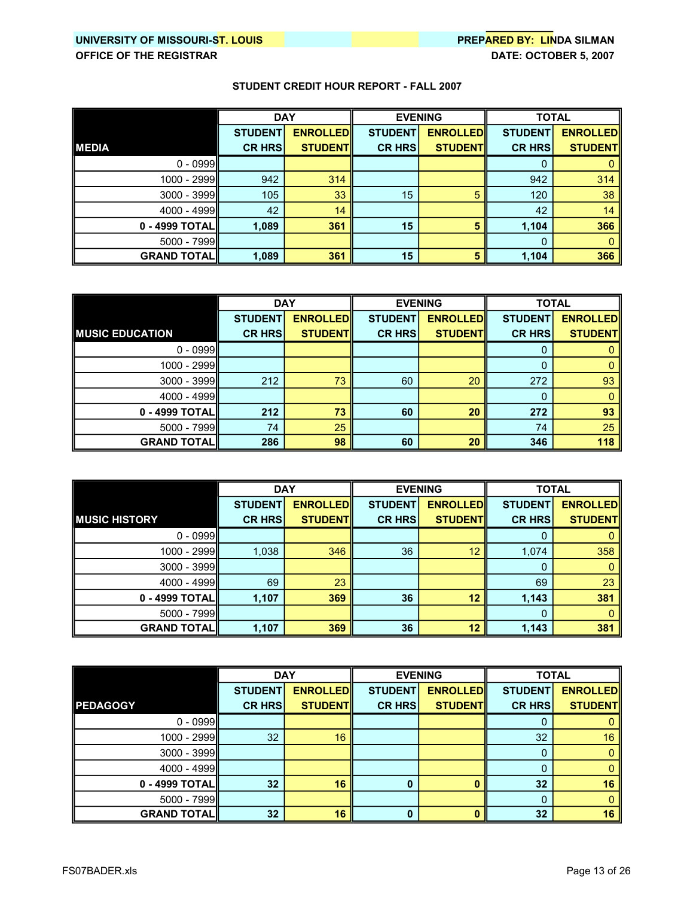UNIVERSITY OF MISSOURI-ST. LOUIS
OFFICE OF THE REGISTRAR

PREPARED BY: LINDA SILMAN
DATE: OCTOBER 5, 2007

## STUDENT CREDIT HOUR REPORT - FALL 2007

| | DAY | | EVENING | | TOTAL | |
|---|---|---|---|---|---|---|
| **MEDIA** | **STUDENT CR HRS** | **ENROLLED STUDENT** | **STUDENT CR HRS** | **ENROLLED STUDENT** | **STUDENT CR HRS** | **ENROLLED STUDENT** |
| 0 - 0999 | | | | | 0 | 0 |
| 1000 - 2999 | 942 | 314 | | | 942 | 314 |
| 3000 - 3999 | 105 | 33 | 15 | 5 | 120 | 38 |
| 4000 - 4999 | 42 | 14 | | | 42 | 14 |
| **0 - 4999 TOTAL** | **1,089** | **361** | **15** | **5** | **1,104** | **366** |
| 5000 - 7999 | | | | | 0 | 0 |
| **GRAND TOTAL** | **1,089** | **361** | **15** | **5** | **1,104** | **366** |

| | DAY | | EVENING | | TOTAL | |
|---|---|---|---|---|---|---|
| **MUSIC EDUCATION** | **STUDENT CR HRS** | **ENROLLED STUDENT** | **STUDENT CR HRS** | **ENROLLED STUDENT** | **STUDENT CR HRS** | **ENROLLED STUDENT** |
| 0 - 0999 | | | | | 0 | 0 |
| 1000 - 2999 | | | | | 0 | 0 |
| 3000 - 3999 | 212 | 73 | 60 | 20 | 272 | 93 |
| 4000 - 4999 | | | | | 0 | 0 |
| **0 - 4999 TOTAL** | **212** | **73** | **60** | **20** | **272** | **93** |
| 5000 - 7999 | 74 | 25 | | | 74 | 25 |
| **GRAND TOTAL** | **286** | **98** | **60** | **20** | **346** | **118** |

| | DAY | | EVENING | | TOTAL | |
|---|---|---|---|---|---|---|
| **MUSIC HISTORY** | **STUDENT CR HRS** | **ENROLLED STUDENT** | **STUDENT CR HRS** | **ENROLLED STUDENT** | **STUDENT CR HRS** | **ENROLLED STUDENT** |
| 0 - 0999 | | | | | 0 | 0 |
| 1000 - 2999 | 1,038 | 346 | 36 | 12 | 1,074 | 358 |
| 3000 - 3999 | | | | | 0 | 0 |
| 4000 - 4999 | 69 | 23 | | | 69 | 23 |
| **0 - 4999 TOTAL** | **1,107** | **369** | **36** | **12** | **1,143** | **381** |
| 5000 - 7999 | | | | | 0 | 0 |
| **GRAND TOTAL** | **1,107** | **369** | **36** | **12** | **1,143** | **381** |

| | DAY | | EVENING | | TOTAL | |
|---|---|---|---|---|---|---|
| **PEDAGOGY** | **STUDENT CR HRS** | **ENROLLED STUDENT** | **STUDENT CR HRS** | **ENROLLED STUDENT** | **STUDENT CR HRS** | **ENROLLED STUDENT** |
| 0 - 0999 | | | | | 0 | 0 |
| 1000 - 2999 | 32 | 16 | | | 32 | 16 |
| 3000 - 3999 | | | | | 0 | 0 |
| 4000 - 4999 | | | | | 0 | 0 |
| **0 - 4999 TOTAL** | **32** | **16** | **0** | **0** | **32** | **16** |
| 5000 - 7999 | | | | | 0 | 0 |
| **GRAND TOTAL** | **32** | **16** | **0** | **0** | **32** | **16** |

FS07BADER.xls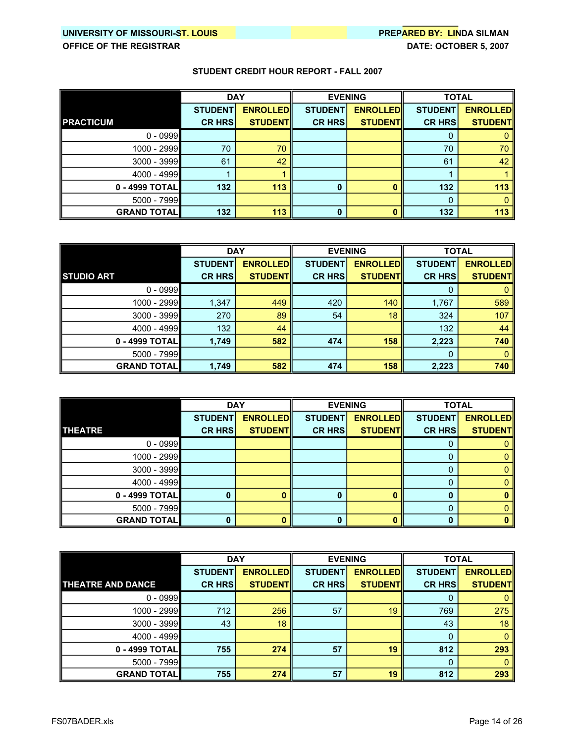**UNIVERSITY OF MISSOURI-ST. LOUIS** — **PREPARED BY: LINDA SILMAN**

**OFFICE OF THE REGISTRAR** — **DATE: OCTOBER 5, 2007**

## STUDENT CREDIT HOUR REPORT - FALL 2007

| PRACTICUM | DAY | | EVENING | | TOTAL | |
|---|---|---|---|---|---|---|
| | STUDENT CR HRS | ENROLLED STUDENT | STUDENT CR HRS | ENROLLED STUDENT | STUDENT CR HRS | ENROLLED STUDENT |
| 0 - 0999 | | | | | 0 | 0 |
| 1000 - 2999 | 70 | 70 | | | 70 | 70 |
| 3000 - 3999 | 61 | 42 | | | 61 | 42 |
| 4000 - 4999 | 1 | 1 | | | 1 | 1 |
| **0 - 4999 TOTAL** | **132** | **113** | **0** | **0** | **132** | **113** |
| 5000 - 7999 | | | | | 0 | 0 |
| **GRAND TOTAL** | **132** | **113** | **0** | **0** | **132** | **113** |

| STUDIO ART | DAY | | EVENING | | TOTAL | |
|---|---|---|---|---|---|---|
| | STUDENT CR HRS | ENROLLED STUDENT | STUDENT CR HRS | ENROLLED STUDENT | STUDENT CR HRS | ENROLLED STUDENT |
| 0 - 0999 | | | | | 0 | 0 |
| 1000 - 2999 | 1,347 | 449 | 420 | 140 | 1,767 | 589 |
| 3000 - 3999 | 270 | 89 | 54 | 18 | 324 | 107 |
| 4000 - 4999 | 132 | 44 | | | 132 | 44 |
| **0 - 4999 TOTAL** | **1,749** | **582** | **474** | **158** | **2,223** | **740** |
| 5000 - 7999 | | | | | 0 | 0 |
| **GRAND TOTAL** | **1,749** | **582** | **474** | **158** | **2,223** | **740** |

| THEATRE | DAY | | EVENING | | TOTAL | |
|---|---|---|---|---|---|---|
| | STUDENT CR HRS | ENROLLED STUDENT | STUDENT CR HRS | ENROLLED STUDENT | STUDENT CR HRS | ENROLLED STUDENT |
| 0 - 0999 | | | | | 0 | 0 |
| 1000 - 2999 | | | | | 0 | 0 |
| 3000 - 3999 | | | | | 0 | 0 |
| 4000 - 4999 | | | | | 0 | 0 |
| **0 - 4999 TOTAL** | **0** | **0** | **0** | **0** | **0** | **0** |
| 5000 - 7999 | | | | | 0 | 0 |
| **GRAND TOTAL** | **0** | **0** | **0** | **0** | **0** | **0** |

| THEATRE AND DANCE | DAY | | EVENING | | TOTAL | |
|---|---|---|---|---|---|---|
| | STUDENT CR HRS | ENROLLED STUDENT | STUDENT CR HRS | ENROLLED STUDENT | STUDENT CR HRS | ENROLLED STUDENT |
| 0 - 0999 | | | | | 0 | 0 |
| 1000 - 2999 | 712 | 256 | 57 | 19 | 769 | 275 |
| 3000 - 3999 | 43 | 18 | | | 43 | 18 |
| 4000 - 4999 | | | | | 0 | 0 |
| **0 - 4999 TOTAL** | **755** | **274** | **57** | **19** | **812** | **293** |
| 5000 - 7999 | | | | | 0 | 0 |
| **GRAND TOTAL** | **755** | **274** | **57** | **19** | **812** | **293** |

FS07BADER.xls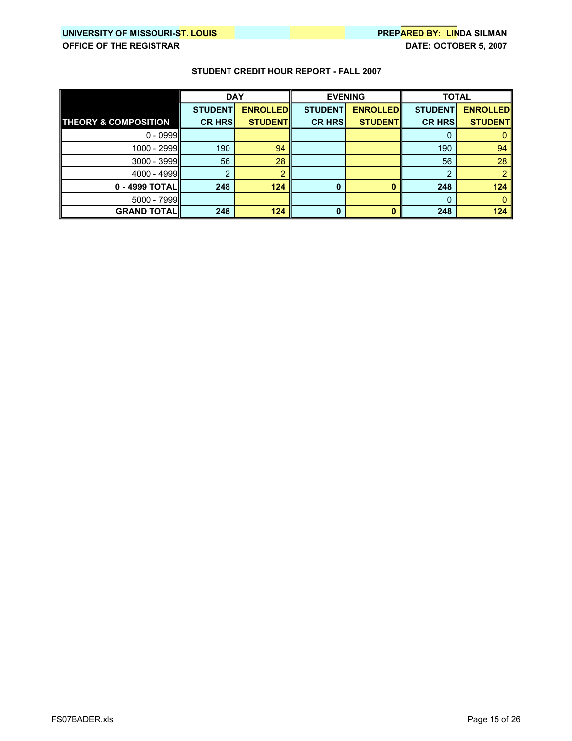**UNIVERSITY OF MISSOURI-ST. LOUIS** **PREPARED BY: LINDA SILMAN**

**OFFICE OF THE REGISTRAR** **DATE: OCTOBER 5, 2007**

**STUDENT CREDIT HOUR REPORT - FALL 2007**

| | DAY | | EVENING | | TOTAL | |
|---|---|---|---|---|---|---|
| **THEORY & COMPOSITION** | **STUDENT CR HRS** | **ENROLLED STUDENT** | **STUDENT CR HRS** | **ENROLLED STUDENT** | **STUDENT CR HRS** | **ENROLLED STUDENT** |
| 0 - 0999 | | | | | 0 | 0 |
| 1000 - 2999 | 190 | 94 | | | 190 | 94 |
| 3000 - 3999 | 56 | 28 | | | 56 | 28 |
| 4000 - 4999 | 2 | 2 | | | 2 | 2 |
| **0 - 4999 TOTAL** | **248** | **124** | **0** | **0** | **248** | **124** |
| 5000 - 7999 | | | | | 0 | 0 |
| **GRAND TOTAL** | **248** | **124** | **0** | **0** | **248** | **124** |

FS07BADER.xls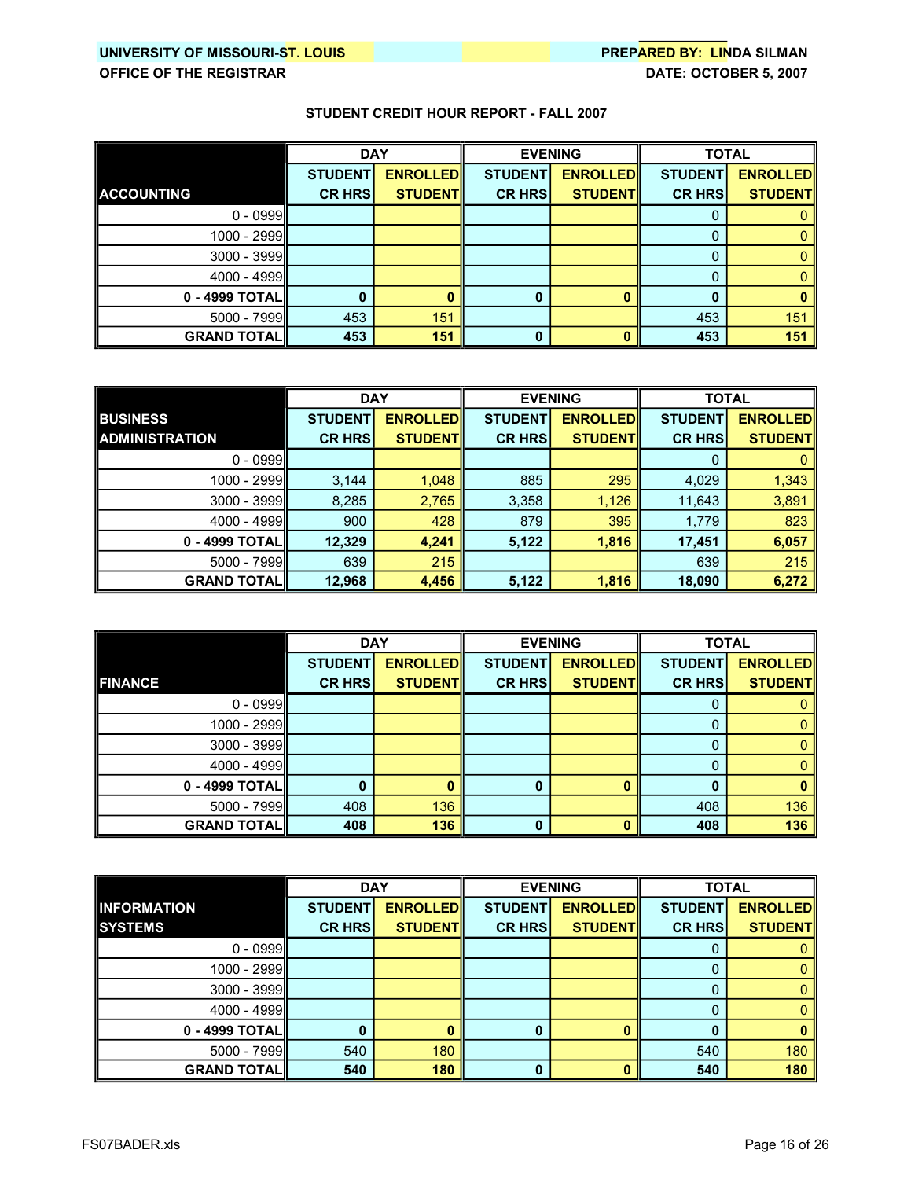UNIVERSITY OF MISSOURI-ST. LOUIS
OFFICE OF THE REGISTRAR

PREPARED BY: LINDA SILMAN
DATE: OCTOBER 5, 2007

**STUDENT CREDIT HOUR REPORT - FALL 2007**

| ACCOUNTING | DAY | | EVENING | | TOTAL | |
|---|---|---|---|---|---|---|
| | STUDENT CR HRS | ENROLLED STUDENT | STUDENT CR HRS | ENROLLED STUDENT | STUDENT CR HRS | ENROLLED STUDENT |
| 0 - 0999 | | | | | 0 | 0 |
| 1000 - 2999 | | | | | 0 | 0 |
| 3000 - 3999 | | | | | 0 | 0 |
| 4000 - 4999 | | | | | 0 | 0 |
| **0 - 4999 TOTAL** | **0** | **0** | **0** | **0** | **0** | **0** |
| 5000 - 7999 | 453 | 151 | | | 453 | 151 |
| **GRAND TOTAL** | **453** | **151** | **0** | **0** | **453** | **151** |

| BUSINESS ADMINISTRATION | DAY | | EVENING | | TOTAL | |
|---|---|---|---|---|---|---|
| | STUDENT CR HRS | ENROLLED STUDENT | STUDENT CR HRS | ENROLLED STUDENT | STUDENT CR HRS | ENROLLED STUDENT |
| 0 - 0999 | | | | | 0 | 0 |
| 1000 - 2999 | 3,144 | 1,048 | 885 | 295 | 4,029 | 1,343 |
| 3000 - 3999 | 8,285 | 2,765 | 3,358 | 1,126 | 11,643 | 3,891 |
| 4000 - 4999 | 900 | 428 | 879 | 395 | 1,779 | 823 |
| **0 - 4999 TOTAL** | **12,329** | **4,241** | **5,122** | **1,816** | **17,451** | **6,057** |
| 5000 - 7999 | 639 | 215 | | | 639 | 215 |
| **GRAND TOTAL** | **12,968** | **4,456** | **5,122** | **1,816** | **18,090** | **6,272** |

| FINANCE | DAY | | EVENING | | TOTAL | |
|---|---|---|---|---|---|---|
| | STUDENT CR HRS | ENROLLED STUDENT | STUDENT CR HRS | ENROLLED STUDENT | STUDENT CR HRS | ENROLLED STUDENT |
| 0 - 0999 | | | | | 0 | 0 |
| 1000 - 2999 | | | | | 0 | 0 |
| 3000 - 3999 | | | | | 0 | 0 |
| 4000 - 4999 | | | | | 0 | 0 |
| **0 - 4999 TOTAL** | **0** | **0** | **0** | **0** | **0** | **0** |
| 5000 - 7999 | 408 | 136 | | | 408 | 136 |
| **GRAND TOTAL** | **408** | **136** | **0** | **0** | **408** | **136** |

| INFORMATION SYSTEMS | DAY | | EVENING | | TOTAL | |
|---|---|---|---|---|---|---|
| | STUDENT CR HRS | ENROLLED STUDENT | STUDENT CR HRS | ENROLLED STUDENT | STUDENT CR HRS | ENROLLED STUDENT |
| 0 - 0999 | | | | | 0 | 0 |
| 1000 - 2999 | | | | | 0 | 0 |
| 3000 - 3999 | | | | | 0 | 0 |
| 4000 - 4999 | | | | | 0 | 0 |
| **0 - 4999 TOTAL** | **0** | **0** | **0** | **0** | **0** | **0** |
| 5000 - 7999 | 540 | 180 | | | 540 | 180 |
| **GRAND TOTAL** | **540** | **180** | **0** | **0** | **540** | **180** |

FS07BADER.xls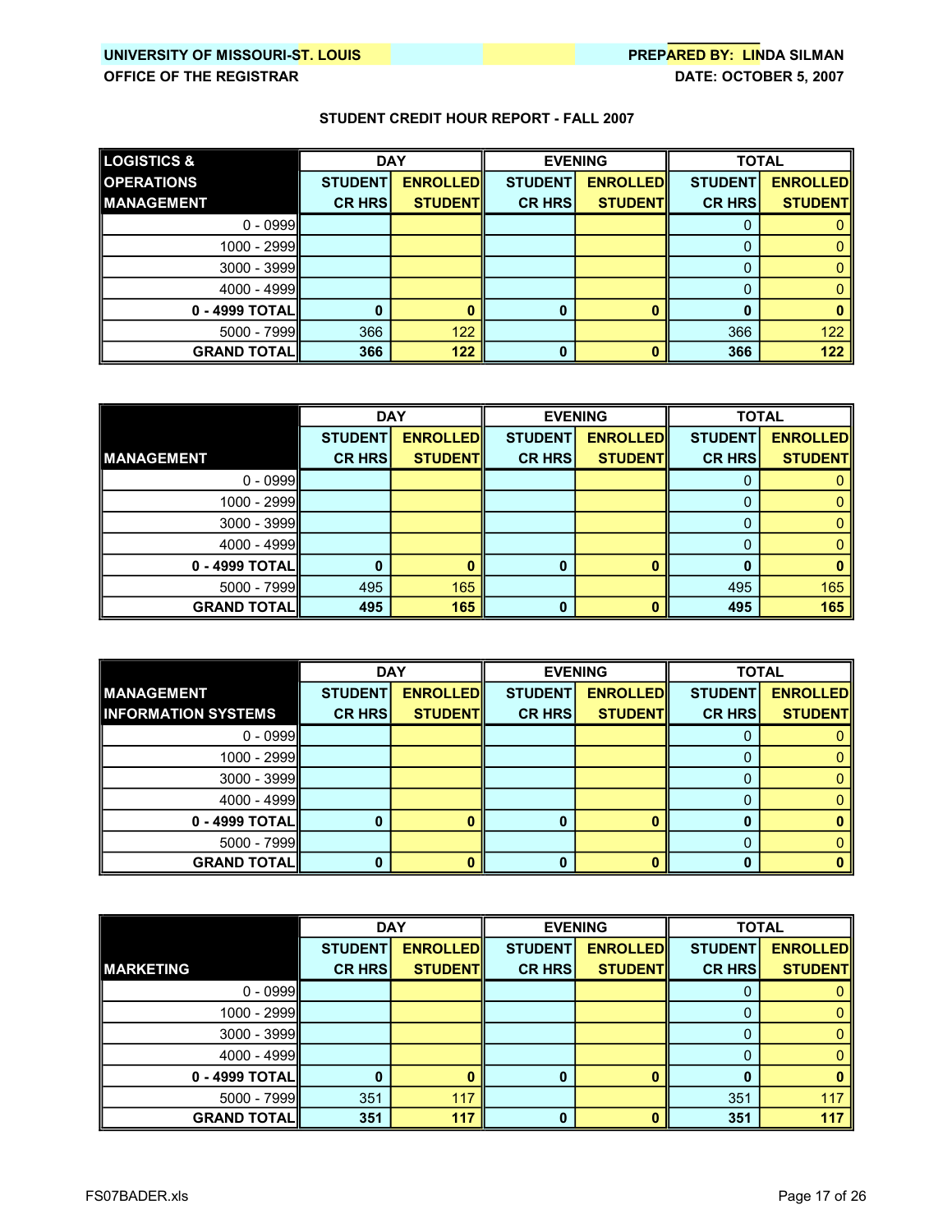UNIVERSITY OF MISSOURI-ST. LOUIS
OFFICE OF THE REGISTRAR

PREPARED BY: LINDA SILMAN
DATE: OCTOBER 5, 2007

## STUDENT CREDIT HOUR REPORT - FALL 2007

| LOGISTICS & OPERATIONS MANAGEMENT | DAY | | EVENING | | TOTAL | |
|---|---|---|---|---|---|---|
| | STUDENT CR HRS | ENROLLED STUDENT | STUDENT CR HRS | ENROLLED STUDENT | STUDENT CR HRS | ENROLLED STUDENT |
| 0 - 0999 | | | | | 0 | 0 |
| 1000 - 2999 | | | | | 0 | 0 |
| 3000 - 3999 | | | | | 0 | 0 |
| 4000 - 4999 | | | | | 0 | 0 |
| **0 - 4999 TOTAL** | **0** | **0** | **0** | **0** | **0** | **0** |
| 5000 - 7999 | 366 | 122 | | | 366 | 122 |
| **GRAND TOTAL** | **366** | **122** | **0** | **0** | **366** | **122** |

| MANAGEMENT | DAY | | EVENING | | TOTAL | |
|---|---|---|---|---|---|---|
| | STUDENT CR HRS | ENROLLED STUDENT | STUDENT CR HRS | ENROLLED STUDENT | STUDENT CR HRS | ENROLLED STUDENT |
| 0 - 0999 | | | | | 0 | 0 |
| 1000 - 2999 | | | | | 0 | 0 |
| 3000 - 3999 | | | | | 0 | 0 |
| 4000 - 4999 | | | | | 0 | 0 |
| **0 - 4999 TOTAL** | **0** | **0** | **0** | **0** | **0** | **0** |
| 5000 - 7999 | 495 | 165 | | | 495 | 165 |
| **GRAND TOTAL** | **495** | **165** | **0** | **0** | **495** | **165** |

| MANAGEMENT INFORMATION SYSTEMS | DAY | | EVENING | | TOTAL | |
|---|---|---|---|---|---|---|
| | STUDENT CR HRS | ENROLLED STUDENT | STUDENT CR HRS | ENROLLED STUDENT | STUDENT CR HRS | ENROLLED STUDENT |
| 0 - 0999 | | | | | 0 | 0 |
| 1000 - 2999 | | | | | 0 | 0 |
| 3000 - 3999 | | | | | 0 | 0 |
| 4000 - 4999 | | | | | 0 | 0 |
| **0 - 4999 TOTAL** | **0** | **0** | **0** | **0** | **0** | **0** |
| 5000 - 7999 | | | | | 0 | 0 |
| **GRAND TOTAL** | **0** | **0** | **0** | **0** | **0** | **0** |

| MARKETING | DAY | | EVENING | | TOTAL | |
|---|---|---|---|---|---|---|
| | STUDENT CR HRS | ENROLLED STUDENT | STUDENT CR HRS | ENROLLED STUDENT | STUDENT CR HRS | ENROLLED STUDENT |
| 0 - 0999 | | | | | 0 | 0 |
| 1000 - 2999 | | | | | 0 | 0 |
| 3000 - 3999 | | | | | 0 | 0 |
| 4000 - 4999 | | | | | 0 | 0 |
| **0 - 4999 TOTAL** | **0** | **0** | **0** | **0** | **0** | **0** |
| 5000 - 7999 | 351 | 117 | | | 351 | 117 |
| **GRAND TOTAL** | **351** | **117** | **0** | **0** | **351** | **117** |

FS07BADER.xls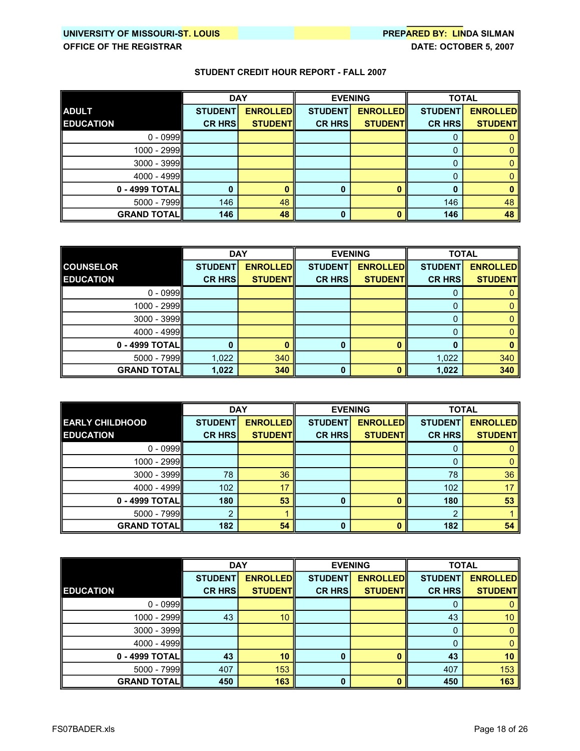UNIVERSITY OF MISSOURI-ST. LOUIS
OFFICE OF THE REGISTRAR

PREPARED BY: LINDA SILMAN
DATE: OCTOBER 5, 2007

## STUDENT CREDIT HOUR REPORT - FALL 2007

| ADULT EDUCATION | DAY | | EVENING | | TOTAL | |
|---|---|---|---|---|---|---|
| | STUDENT CR HRS | ENROLLED STUDENT | STUDENT CR HRS | ENROLLED STUDENT | STUDENT CR HRS | ENROLLED STUDENT |
| 0 - 0999 | | | | | 0 | 0 |
| 1000 - 2999 | | | | | 0 | 0 |
| 3000 - 3999 | | | | | 0 | 0 |
| 4000 - 4999 | | | | | 0 | 0 |
| **0 - 4999 TOTAL** | **0** | **0** | **0** | **0** | **0** | **0** |
| 5000 - 7999 | 146 | 48 | | | 146 | 48 |
| **GRAND TOTAL** | **146** | **48** | **0** | **0** | **146** | **48** |

| COUNSELOR EDUCATION | DAY | | EVENING | | TOTAL | |
|---|---|---|---|---|---|---|
| | STUDENT CR HRS | ENROLLED STUDENT | STUDENT CR HRS | ENROLLED STUDENT | STUDENT CR HRS | ENROLLED STUDENT |
| 0 - 0999 | | | | | 0 | 0 |
| 1000 - 2999 | | | | | 0 | 0 |
| 3000 - 3999 | | | | | 0 | 0 |
| 4000 - 4999 | | | | | 0 | 0 |
| **0 - 4999 TOTAL** | **0** | **0** | **0** | **0** | **0** | **0** |
| 5000 - 7999 | 1,022 | 340 | | | 1,022 | 340 |
| **GRAND TOTAL** | **1,022** | **340** | **0** | **0** | **1,022** | **340** |

| EARLY CHILDHOOD EDUCATION | DAY | | EVENING | | TOTAL | |
|---|---|---|---|---|---|---|
| | STUDENT CR HRS | ENROLLED STUDENT | STUDENT CR HRS | ENROLLED STUDENT | STUDENT CR HRS | ENROLLED STUDENT |
| 0 - 0999 | | | | | 0 | 0 |
| 1000 - 2999 | | | | | 0 | 0 |
| 3000 - 3999 | 78 | 36 | | | 78 | 36 |
| 4000 - 4999 | 102 | 17 | | | 102 | 17 |
| **0 - 4999 TOTAL** | **180** | **53** | **0** | **0** | **180** | **53** |
| 5000 - 7999 | 2 | 1 | | | 2 | 1 |
| **GRAND TOTAL** | **182** | **54** | **0** | **0** | **182** | **54** |

| EDUCATION | DAY | | EVENING | | TOTAL | |
|---|---|---|---|---|---|---|
| | STUDENT CR HRS | ENROLLED STUDENT | STUDENT CR HRS | ENROLLED STUDENT | STUDENT CR HRS | ENROLLED STUDENT |
| 0 - 0999 | | | | | 0 | 0 |
| 1000 - 2999 | 43 | 10 | | | 43 | 10 |
| 3000 - 3999 | | | | | 0 | 0 |
| 4000 - 4999 | | | | | 0 | 0 |
| **0 - 4999 TOTAL** | **43** | **10** | **0** | **0** | **43** | **10** |
| 5000 - 7999 | 407 | 153 | | | 407 | 153 |
| **GRAND TOTAL** | **450** | **163** | **0** | **0** | **450** | **163** |

FS07BADER.xls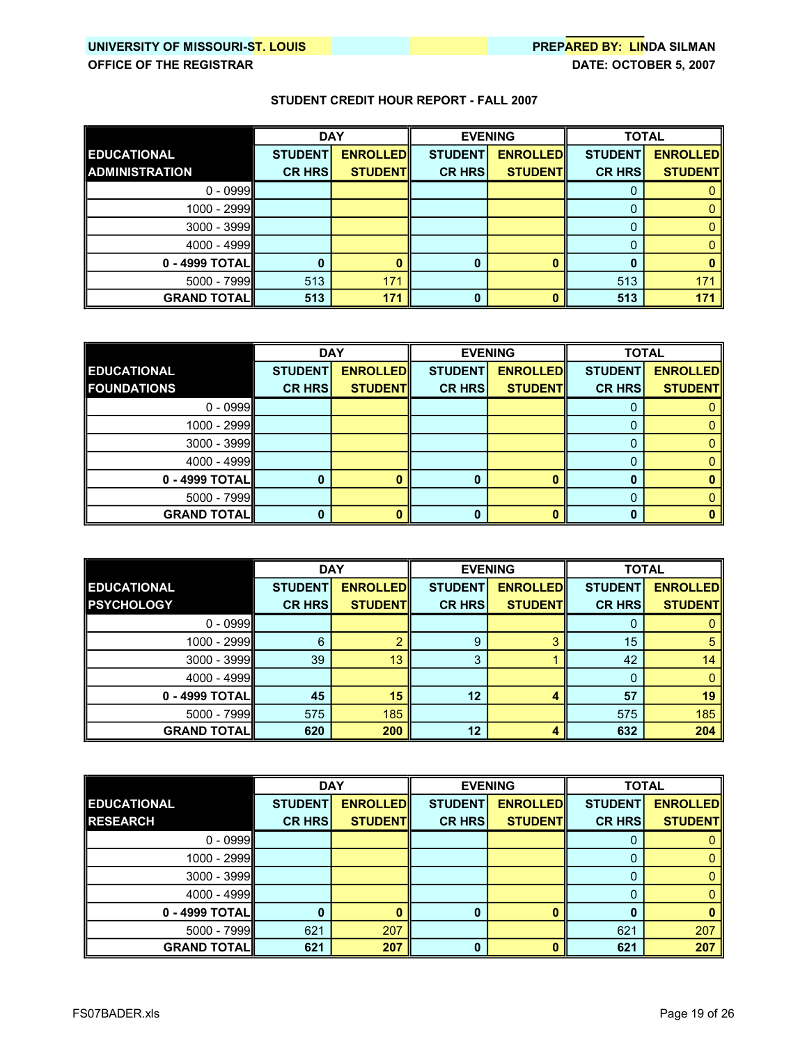UNIVERSITY OF MISSOURI-ST. LOUIS
OFFICE OF THE REGISTRAR

PREPARED BY: LINDA SILMAN
DATE: OCTOBER 5, 2007

**STUDENT CREDIT HOUR REPORT - FALL 2007**

| EDUCATIONAL ADMINISTRATION | DAY | | EVENING | | TOTAL | |
|---|---|---|---|---|---|---|
| | STUDENT CR HRS | ENROLLED STUDENT | STUDENT CR HRS | ENROLLED STUDENT | STUDENT CR HRS | ENROLLED STUDENT |
| 0 - 0999 | | | | | 0 | 0 |
| 1000 - 2999 | | | | | 0 | 0 |
| 3000 - 3999 | | | | | 0 | 0 |
| 4000 - 4999 | | | | | 0 | 0 |
| **0 - 4999 TOTAL** | **0** | **0** | **0** | **0** | **0** | **0** |
| 5000 - 7999 | 513 | 171 | | | 513 | 171 |
| **GRAND TOTAL** | **513** | **171** | **0** | **0** | **513** | **171** |

| EDUCATIONAL FOUNDATIONS | DAY | | EVENING | | TOTAL | |
|---|---|---|---|---|---|---|
| | STUDENT CR HRS | ENROLLED STUDENT | STUDENT CR HRS | ENROLLED STUDENT | STUDENT CR HRS | ENROLLED STUDENT |
| 0 - 0999 | | | | | 0 | 0 |
| 1000 - 2999 | | | | | 0 | 0 |
| 3000 - 3999 | | | | | 0 | 0 |
| 4000 - 4999 | | | | | 0 | 0 |
| **0 - 4999 TOTAL** | **0** | **0** | **0** | **0** | **0** | **0** |
| 5000 - 7999 | | | | | 0 | 0 |
| **GRAND TOTAL** | **0** | **0** | **0** | **0** | **0** | **0** |

| EDUCATIONAL PSYCHOLOGY | DAY | | EVENING | | TOTAL | |
|---|---|---|---|---|---|---|
| | STUDENT CR HRS | ENROLLED STUDENT | STUDENT CR HRS | ENROLLED STUDENT | STUDENT CR HRS | ENROLLED STUDENT |
| 0 - 0999 | | | | | 0 | 0 |
| 1000 - 2999 | 6 | 2 | 9 | 3 | 15 | 5 |
| 3000 - 3999 | 39 | 13 | 3 | 1 | 42 | 14 |
| 4000 - 4999 | | | | | 0 | 0 |
| **0 - 4999 TOTAL** | **45** | **15** | **12** | **4** | **57** | **19** |
| 5000 - 7999 | 575 | 185 | | | 575 | 185 |
| **GRAND TOTAL** | **620** | **200** | **12** | **4** | **632** | **204** |

| EDUCATIONAL RESEARCH | DAY | | EVENING | | TOTAL | |
|---|---|---|---|---|---|---|
| | STUDENT CR HRS | ENROLLED STUDENT | STUDENT CR HRS | ENROLLED STUDENT | STUDENT CR HRS | ENROLLED STUDENT |
| 0 - 0999 | | | | | 0 | 0 |
| 1000 - 2999 | | | | | 0 | 0 |
| 3000 - 3999 | | | | | 0 | 0 |
| 4000 - 4999 | | | | | 0 | 0 |
| **0 - 4999 TOTAL** | **0** | **0** | **0** | **0** | **0** | **0** |
| 5000 - 7999 | 621 | 207 | | | 621 | 207 |
| **GRAND TOTAL** | **621** | **207** | **0** | **0** | **621** | **207** |

FS07BADER.xls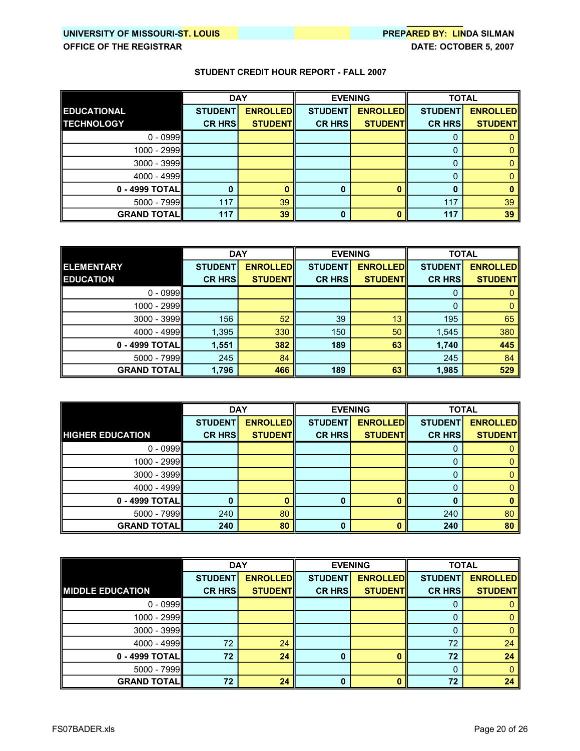UNIVERSITY OF MISSOURI-ST. LOUIS
OFFICE OF THE REGISTRAR

PREPARED BY: LINDA SILMAN
DATE: OCTOBER 5, 2007

## STUDENT CREDIT HOUR REPORT - FALL 2007

| EDUCATIONAL TECHNOLOGY | DAY | | EVENING | | TOTAL | |
|---|---|---|---|---|---|---|
| | STUDENT CR HRS | ENROLLED STUDENT | STUDENT CR HRS | ENROLLED STUDENT | STUDENT CR HRS | ENROLLED STUDENT |
| 0 - 0999 | | | | | 0 | 0 |
| 1000 - 2999 | | | | | 0 | 0 |
| 3000 - 3999 | | | | | 0 | 0 |
| 4000 - 4999 | | | | | 0 | 0 |
| **0 - 4999 TOTAL** | **0** | **0** | **0** | **0** | **0** | **0** |
| 5000 - 7999 | 117 | 39 | | | 117 | 39 |
| **GRAND TOTAL** | **117** | **39** | **0** | **0** | **117** | **39** |

| ELEMENTARY EDUCATION | DAY | | EVENING | | TOTAL | |
|---|---|---|---|---|---|---|
| | STUDENT CR HRS | ENROLLED STUDENT | STUDENT CR HRS | ENROLLED STUDENT | STUDENT CR HRS | ENROLLED STUDENT |
| 0 - 0999 | | | | | 0 | 0 |
| 1000 - 2999 | | | | | 0 | 0 |
| 3000 - 3999 | 156 | 52 | 39 | 13 | 195 | 65 |
| 4000 - 4999 | 1,395 | 330 | 150 | 50 | 1,545 | 380 |
| **0 - 4999 TOTAL** | **1,551** | **382** | **189** | **63** | **1,740** | **445** |
| 5000 - 7999 | 245 | 84 | | | 245 | 84 |
| **GRAND TOTAL** | **1,796** | **466** | **189** | **63** | **1,985** | **529** |

| HIGHER EDUCATION | DAY | | EVENING | | TOTAL | |
|---|---|---|---|---|---|---|
| | STUDENT CR HRS | ENROLLED STUDENT | STUDENT CR HRS | ENROLLED STUDENT | STUDENT CR HRS | ENROLLED STUDENT |
| 0 - 0999 | | | | | 0 | 0 |
| 1000 - 2999 | | | | | 0 | 0 |
| 3000 - 3999 | | | | | 0 | 0 |
| 4000 - 4999 | | | | | 0 | 0 |
| **0 - 4999 TOTAL** | **0** | **0** | **0** | **0** | **0** | **0** |
| 5000 - 7999 | 240 | 80 | | | 240 | 80 |
| **GRAND TOTAL** | **240** | **80** | **0** | **0** | **240** | **80** |

| MIDDLE EDUCATION | DAY | | EVENING | | TOTAL | |
|---|---|---|---|---|---|---|
| | STUDENT CR HRS | ENROLLED STUDENT | STUDENT CR HRS | ENROLLED STUDENT | STUDENT CR HRS | ENROLLED STUDENT |
| 0 - 0999 | | | | | 0 | 0 |
| 1000 - 2999 | | | | | 0 | 0 |
| 3000 - 3999 | | | | | 0 | 0 |
| 4000 - 4999 | 72 | 24 | | | 72 | 24 |
| **0 - 4999 TOTAL** | **72** | **24** | **0** | **0** | **72** | **24** |
| 5000 - 7999 | | | | | 0 | 0 |
| **GRAND TOTAL** | **72** | **24** | **0** | **0** | **72** | **24** |

FS07BADER.xls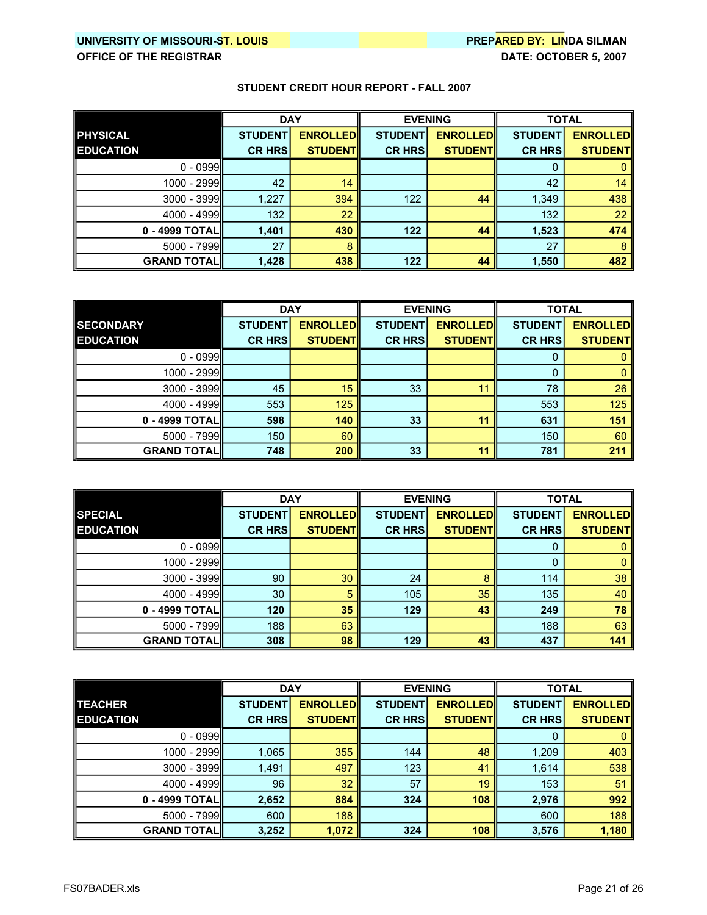UNIVERSITY OF MISSOURI-ST. LOUIS
OFFICE OF THE REGISTRAR

PREPARED BY: LINDA SILMAN
DATE: OCTOBER 5, 2007

## STUDENT CREDIT HOUR REPORT - FALL 2007

| PHYSICAL EDUCATION | DAY | | EVENING | | TOTAL | |
|---|---|---|---|---|---|---|
| | STUDENT CR HRS | ENROLLED STUDENT | STUDENT CR HRS | ENROLLED STUDENT | STUDENT CR HRS | ENROLLED STUDENT |
| 0 - 0999 | | | | | 0 | 0 |
| 1000 - 2999 | 42 | 14 | | | 42 | 14 |
| 3000 - 3999 | 1,227 | 394 | 122 | 44 | 1,349 | 438 |
| 4000 - 4999 | 132 | 22 | | | 132 | 22 |
| **0 - 4999 TOTAL** | **1,401** | **430** | **122** | **44** | **1,523** | **474** |
| 5000 - 7999 | 27 | 8 | | | 27 | 8 |
| **GRAND TOTAL** | **1,428** | **438** | **122** | **44** | **1,550** | **482** |

| SECONDARY EDUCATION | DAY | | EVENING | | TOTAL | |
|---|---|---|---|---|---|---|
| | STUDENT CR HRS | ENROLLED STUDENT | STUDENT CR HRS | ENROLLED STUDENT | STUDENT CR HRS | ENROLLED STUDENT |
| 0 - 0999 | | | | | 0 | 0 |
| 1000 - 2999 | | | | | 0 | 0 |
| 3000 - 3999 | 45 | 15 | 33 | 11 | 78 | 26 |
| 4000 - 4999 | 553 | 125 | | | 553 | 125 |
| **0 - 4999 TOTAL** | **598** | **140** | **33** | **11** | **631** | **151** |
| 5000 - 7999 | 150 | 60 | | | 150 | 60 |
| **GRAND TOTAL** | **748** | **200** | **33** | **11** | **781** | **211** |

| SPECIAL EDUCATION | DAY | | EVENING | | TOTAL | |
|---|---|---|---|---|---|---|
| | STUDENT CR HRS | ENROLLED STUDENT | STUDENT CR HRS | ENROLLED STUDENT | STUDENT CR HRS | ENROLLED STUDENT |
| 0 - 0999 | | | | | 0 | 0 |
| 1000 - 2999 | | | | | 0 | 0 |
| 3000 - 3999 | 90 | 30 | 24 | 8 | 114 | 38 |
| 4000 - 4999 | 30 | 5 | 105 | 35 | 135 | 40 |
| **0 - 4999 TOTAL** | **120** | **35** | **129** | **43** | **249** | **78** |
| 5000 - 7999 | 188 | 63 | | | 188 | 63 |
| **GRAND TOTAL** | **308** | **98** | **129** | **43** | **437** | **141** |

| TEACHER EDUCATION | DAY | | EVENING | | TOTAL | |
|---|---|---|---|---|---|---|
| | STUDENT CR HRS | ENROLLED STUDENT | STUDENT CR HRS | ENROLLED STUDENT | STUDENT CR HRS | ENROLLED STUDENT |
| 0 - 0999 | | | | | 0 | 0 |
| 1000 - 2999 | 1,065 | 355 | 144 | 48 | 1,209 | 403 |
| 3000 - 3999 | 1,491 | 497 | 123 | 41 | 1,614 | 538 |
| 4000 - 4999 | 96 | 32 | 57 | 19 | 153 | 51 |
| **0 - 4999 TOTAL** | **2,652** | **884** | **324** | **108** | **2,976** | **992** |
| 5000 - 7999 | 600 | 188 | | | 600 | 188 |
| **GRAND TOTAL** | **3,252** | **1,072** | **324** | **108** | **3,576** | **1,180** |

FS07BADER.xls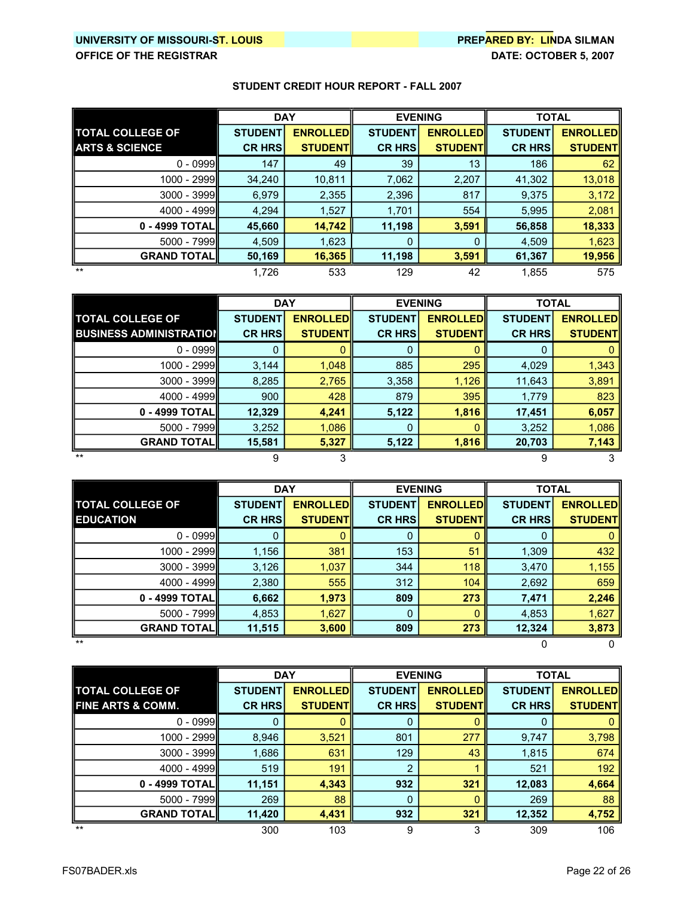UNIVERSITY OF MISSOURI-ST. LOUIS
OFFICE OF THE REGISTRAR

PREPARED BY: LINDA SILMAN
DATE: OCTOBER 5, 2007

## STUDENT CREDIT HOUR REPORT - FALL 2007

| TOTAL COLLEGE OF ARTS & SCIENCE | DAY | | EVENING | | TOTAL | |
|---|---|---|---|---|---|---|
| | STUDENT CR HRS | ENROLLED STUDENT | STUDENT CR HRS | ENROLLED STUDENT | STUDENT CR HRS | ENROLLED STUDENT |
| 0 - 0999 | 147 | 49 | 39 | 13 | 186 | 62 |
| 1000 - 2999 | 34,240 | 10,811 | 7,062 | 2,207 | 41,302 | 13,018 |
| 3000 - 3999 | 6,979 | 2,355 | 2,396 | 817 | 9,375 | 3,172 |
| 4000 - 4999 | 4,294 | 1,527 | 1,701 | 554 | 5,995 | 2,081 |
| **0 - 4999 TOTAL** | **45,660** | **14,742** | **11,198** | **3,591** | **56,858** | **18,333** |
| 5000 - 7999 | 4,509 | 1,623 | 0 | 0 | 4,509 | 1,623 |
| **GRAND TOTAL** | **50,169** | **16,365** | **11,198** | **3,591** | **61,367** | **19,956** |
| ** | 1,726 | 533 | 129 | 42 | 1,855 | 575 |

| TOTAL COLLEGE OF BUSINESS ADMINISTRATION | DAY | | EVENING | | TOTAL | |
|---|---|---|---|---|---|---|
| | STUDENT CR HRS | ENROLLED STUDENT | STUDENT CR HRS | ENROLLED STUDENT | STUDENT CR HRS | ENROLLED STUDENT |
| 0 - 0999 | 0 | 0 | 0 | 0 | 0 | 0 |
| 1000 - 2999 | 3,144 | 1,048 | 885 | 295 | 4,029 | 1,343 |
| 3000 - 3999 | 8,285 | 2,765 | 3,358 | 1,126 | 11,643 | 3,891 |
| 4000 - 4999 | 900 | 428 | 879 | 395 | 1,779 | 823 |
| **0 - 4999 TOTAL** | **12,329** | **4,241** | **5,122** | **1,816** | **17,451** | **6,057** |
| 5000 - 7999 | 3,252 | 1,086 | 0 | 0 | 3,252 | 1,086 |
| **GRAND TOTAL** | **15,581** | **5,327** | **5,122** | **1,816** | **20,703** | **7,143** |
| ** | 9 | 3 | | | 9 | 3 |

| TOTAL COLLEGE OF EDUCATION | DAY | | EVENING | | TOTAL | |
|---|---|---|---|---|---|---|
| | STUDENT CR HRS | ENROLLED STUDENT | STUDENT CR HRS | ENROLLED STUDENT | STUDENT CR HRS | ENROLLED STUDENT |
| 0 - 0999 | 0 | 0 | 0 | 0 | 0 | 0 |
| 1000 - 2999 | 1,156 | 381 | 153 | 51 | 1,309 | 432 |
| 3000 - 3999 | 3,126 | 1,037 | 344 | 118 | 3,470 | 1,155 |
| 4000 - 4999 | 2,380 | 555 | 312 | 104 | 2,692 | 659 |
| **0 - 4999 TOTAL** | **6,662** | **1,973** | **809** | **273** | **7,471** | **2,246** |
| 5000 - 7999 | 4,853 | 1,627 | 0 | 0 | 4,853 | 1,627 |
| **GRAND TOTAL** | **11,515** | **3,600** | **809** | **273** | **12,324** | **3,873** |
| ** | | | | | 0 | 0 |

| TOTAL COLLEGE OF FINE ARTS & COMM. | DAY | | EVENING | | TOTAL | |
|---|---|---|---|---|---|---|
| | STUDENT CR HRS | ENROLLED STUDENT | STUDENT CR HRS | ENROLLED STUDENT | STUDENT CR HRS | ENROLLED STUDENT |
| 0 - 0999 | 0 | 0 | 0 | 0 | 0 | 0 |
| 1000 - 2999 | 8,946 | 3,521 | 801 | 277 | 9,747 | 3,798 |
| 3000 - 3999 | 1,686 | 631 | 129 | 43 | 1,815 | 674 |
| 4000 - 4999 | 519 | 191 | 2 | 1 | 521 | 192 |
| **0 - 4999 TOTAL** | **11,151** | **4,343** | **932** | **321** | **12,083** | **4,664** |
| 5000 - 7999 | 269 | 88 | 0 | 0 | 269 | 88 |
| **GRAND TOTAL** | **11,420** | **4,431** | **932** | **321** | **12,352** | **4,752** |
| ** | 300 | 103 | 9 | 3 | 309 | 106 |

FS07BADER.xls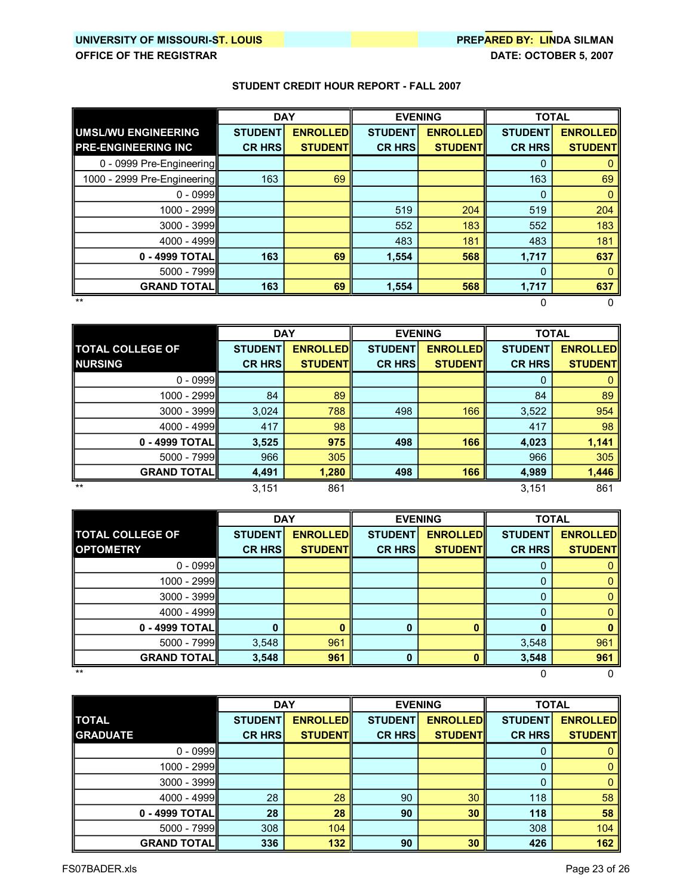**UNIVERSITY OF MISSOURI-ST. LOUIS** | **PREPARED BY: LINDA SILMAN**

**OFFICE OF THE REGISTRAR** | **DATE: OCTOBER 5, 2007**

## STUDENT CREDIT HOUR REPORT - FALL 2007

| UMSL/WU ENGINEERING PRE-ENGINEERING INC | DAY | | EVENING | | TOTAL | |
|---|---|---|---|---|---|---|
| | STUDENT CR HRS | ENROLLED STUDENT | STUDENT CR HRS | ENROLLED STUDENT | STUDENT CR HRS | ENROLLED STUDENT |
| 0 - 0999 Pre-Engineering | | | | | 0 | 0 |
| 1000 - 2999 Pre-Engineering | 163 | 69 | | | 163 | 69 |
| 0 - 0999 | | | | | 0 | 0 |
| 1000 - 2999 | | | 519 | 204 | 519 | 204 |
| 3000 - 3999 | | | 552 | 183 | 552 | 183 |
| 4000 - 4999 | | | 483 | 181 | 483 | 181 |
| **0 - 4999 TOTAL** | **163** | **69** | **1,554** | **568** | **1,717** | **637** |
| 5000 - 7999 | | | | | 0 | 0 |
| **GRAND TOTAL** | **163** | **69** | **1,554** | **568** | **1,717** | **637** |
| ** | | | | | 0 | 0 |

| TOTAL COLLEGE OF NURSING | DAY | | EVENING | | TOTAL | |
|---|---|---|---|---|---|---|
| | STUDENT CR HRS | ENROLLED STUDENT | STUDENT CR HRS | ENROLLED STUDENT | STUDENT CR HRS | ENROLLED STUDENT |
| 0 - 0999 | | | | | 0 | 0 |
| 1000 - 2999 | 84 | 89 | | | 84 | 89 |
| 3000 - 3999 | 3,024 | 788 | 498 | 166 | 3,522 | 954 |
| 4000 - 4999 | 417 | 98 | | | 417 | 98 |
| **0 - 4999 TOTAL** | **3,525** | **975** | **498** | **166** | **4,023** | **1,141** |
| 5000 - 7999 | 966 | 305 | | | 966 | 305 |
| **GRAND TOTAL** | **4,491** | **1,280** | **498** | **166** | **4,989** | **1,446** |
| ** | 3,151 | 861 | | | 3,151 | 861 |

| TOTAL COLLEGE OF OPTOMETRY | DAY | | EVENING | | TOTAL | |
|---|---|---|---|---|---|---|
| | STUDENT CR HRS | ENROLLED STUDENT | STUDENT CR HRS | ENROLLED STUDENT | STUDENT CR HRS | ENROLLED STUDENT |
| 0 - 0999 | | | | | 0 | 0 |
| 1000 - 2999 | | | | | 0 | 0 |
| 3000 - 3999 | | | | | 0 | 0 |
| 4000 - 4999 | | | | | 0 | 0 |
| **0 - 4999 TOTAL** | **0** | **0** | **0** | **0** | **0** | **0** |
| 5000 - 7999 | 3,548 | 961 | | | 3,548 | 961 |
| **GRAND TOTAL** | **3,548** | **961** | **0** | **0** | **3,548** | **961** |
| ** | | | | | 0 | 0 |

| TOTAL GRADUATE | DAY | | EVENING | | TOTAL | |
|---|---|---|---|---|---|---|
| | STUDENT CR HRS | ENROLLED STUDENT | STUDENT CR HRS | ENROLLED STUDENT | STUDENT CR HRS | ENROLLED STUDENT |
| 0 - 0999 | | | | | 0 | 0 |
| 1000 - 2999 | | | | | 0 | 0 |
| 3000 - 3999 | | | | | 0 | 0 |
| 4000 - 4999 | 28 | 28 | 90 | 30 | 118 | 58 |
| **0 - 4999 TOTAL** | **28** | **28** | **90** | **30** | **118** | **58** |
| 5000 - 7999 | 308 | 104 | | | 308 | 104 |
| **GRAND TOTAL** | **336** | **132** | **90** | **30** | **426** | **162** |

FS07BADER.xls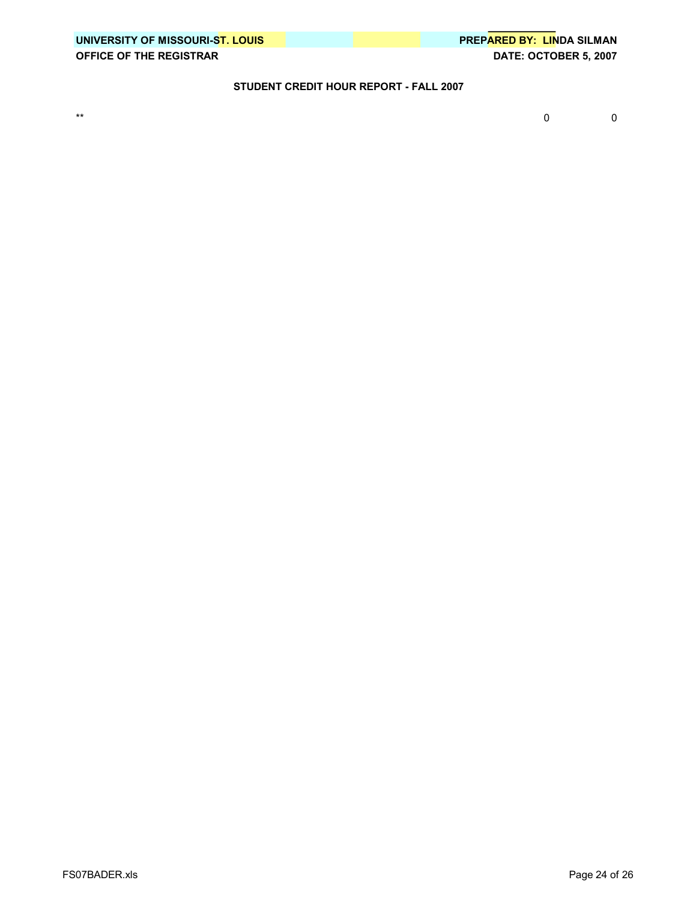UNIVERSITY OF MISSOURI-ST. LOUIS | PREPARED BY: LINDA SILMAN
OFFICE OF THE REGISTRAR | DATE: OCTOBER 5, 2007

**STUDENT CREDIT HOUR REPORT - FALL 2007**

| | | |
|---|---|---|
| ** | 0 | 0 |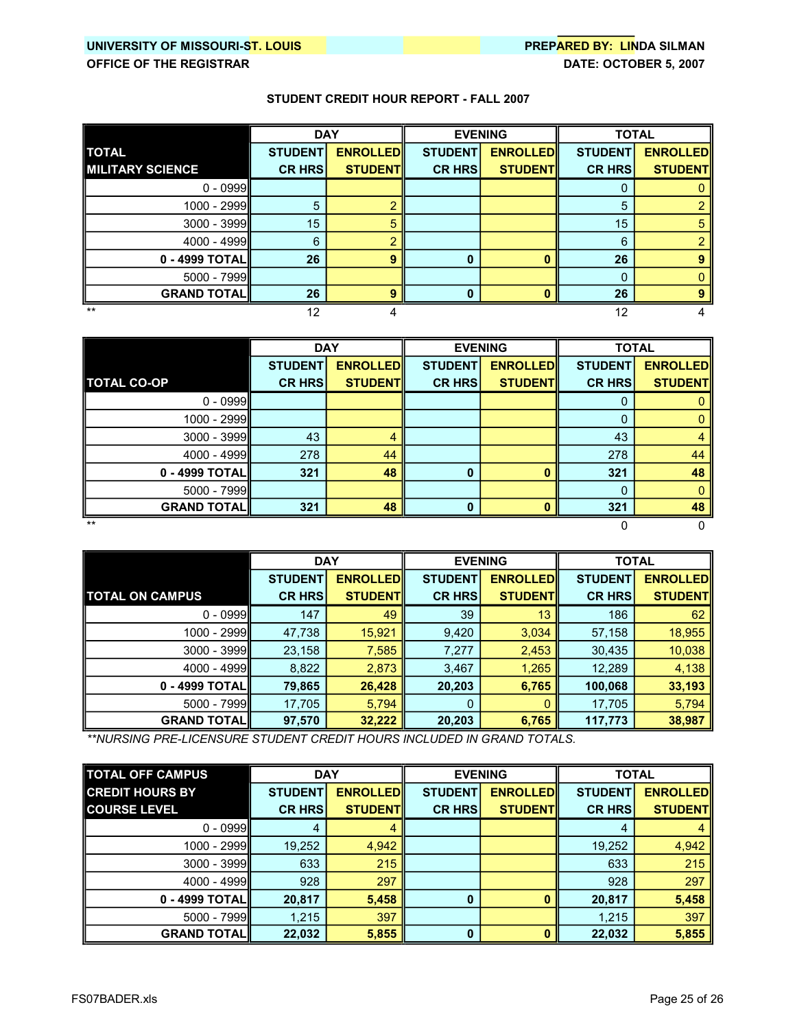UNIVERSITY OF MISSOURI-ST. LOUIS
OFFICE OF THE REGISTRAR

PREPARED BY: LINDA SILMAN
DATE: OCTOBER 5, 2007

## STUDENT CREDIT HOUR REPORT - FALL 2007

| TOTAL MILITARY SCIENCE | DAY STUDENT CR HRS | DAY ENROLLED STUDENT | EVENING STUDENT CR HRS | EVENING ENROLLED STUDENT | TOTAL STUDENT CR HRS | TOTAL ENROLLED STUDENT |
|---|---|---|---|---|---|---|
| 0 - 0999 | | | | | 0 | 0 |
| 1000 - 2999 | 5 | 2 | | | 5 | 2 |
| 3000 - 3999 | 15 | 5 | | | 15 | 5 |
| 4000 - 4999 | 6 | 2 | | | 6 | 2 |
| **0 - 4999 TOTAL** | **26** | **9** | **0** | **0** | **26** | **9** |
| 5000 - 7999 | | | | | 0 | 0 |
| **GRAND TOTAL** | **26** | **9** | **0** | **0** | **26** | **9** |
| ** | 12 | 4 | | | 12 | 4 |

| TOTAL CO-OP | DAY STUDENT CR HRS | DAY ENROLLED STUDENT | EVENING STUDENT CR HRS | EVENING ENROLLED STUDENT | TOTAL STUDENT CR HRS | TOTAL ENROLLED STUDENT |
|---|---|---|---|---|---|---|
| 0 - 0999 | | | | | 0 | 0 |
| 1000 - 2999 | | | | | 0 | 0 |
| 3000 - 3999 | 43 | 4 | | | 43 | 4 |
| 4000 - 4999 | 278 | 44 | | | 278 | 44 |
| **0 - 4999 TOTAL** | **321** | **48** | **0** | **0** | **321** | **48** |
| 5000 - 7999 | | | | | 0 | 0 |
| **GRAND TOTAL** | **321** | **48** | **0** | **0** | **321** | **48** |
| ** | | | | | 0 | 0 |

| TOTAL ON CAMPUS | DAY STUDENT CR HRS | DAY ENROLLED STUDENT | EVENING STUDENT CR HRS | EVENING ENROLLED STUDENT | TOTAL STUDENT CR HRS | TOTAL ENROLLED STUDENT |
|---|---|---|---|---|---|---|
| 0 - 0999 | 147 | 49 | 39 | 13 | 186 | 62 |
| 1000 - 2999 | 47,738 | 15,921 | 9,420 | 3,034 | 57,158 | 18,955 |
| 3000 - 3999 | 23,158 | 7,585 | 7,277 | 2,453 | 30,435 | 10,038 |
| 4000 - 4999 | 8,822 | 2,873 | 3,467 | 1,265 | 12,289 | 4,138 |
| **0 - 4999 TOTAL** | **79,865** | **26,428** | **20,203** | **6,765** | **100,068** | **33,193** |
| 5000 - 7999 | 17,705 | 5,794 | 0 | 0 | 17,705 | 5,794 |
| **GRAND TOTAL** | **97,570** | **32,222** | **20,203** | **6,765** | **117,773** | **38,987** |

*\*\*NURSING PRE-LICENSURE STUDENT CREDIT HOURS INCLUDED IN GRAND TOTALS.*

| TOTAL OFF CAMPUS CREDIT HOURS BY COURSE LEVEL | DAY STUDENT CR HRS | DAY ENROLLED STUDENT | EVENING STUDENT CR HRS | EVENING ENROLLED STUDENT | TOTAL STUDENT CR HRS | TOTAL ENROLLED STUDENT |
|---|---|---|---|---|---|---|
| 0 - 0999 | 4 | 4 | | | 4 | 4 |
| 1000 - 2999 | 19,252 | 4,942 | | | 19,252 | 4,942 |
| 3000 - 3999 | 633 | 215 | | | 633 | 215 |
| 4000 - 4999 | 928 | 297 | | | 928 | 297 |
| **0 - 4999 TOTAL** | **20,817** | **5,458** | **0** | **0** | **20,817** | **5,458** |
| 5000 - 7999 | 1,215 | 397 | | | 1,215 | 397 |
| **GRAND TOTAL** | **22,032** | **5,855** | **0** | **0** | **22,032** | **5,855** |

FS07BADER.xls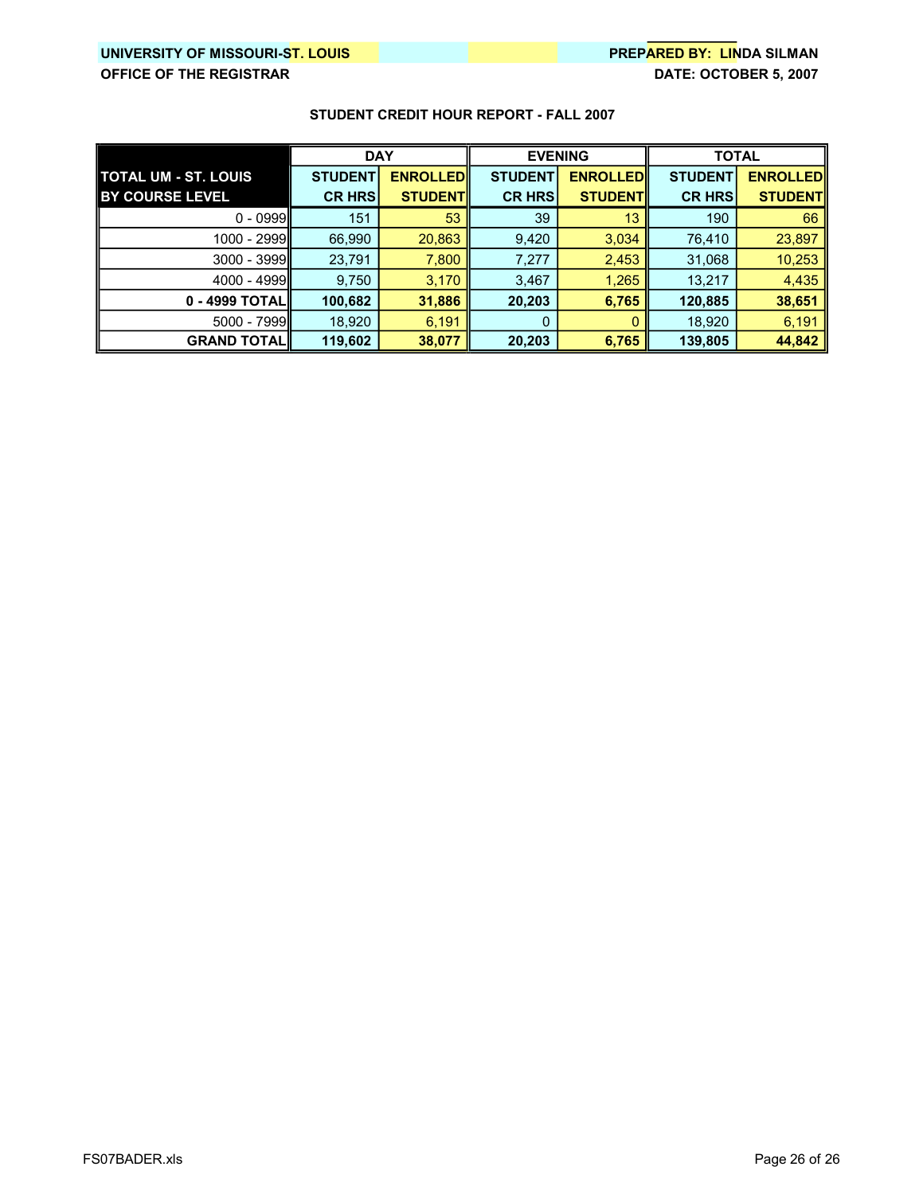UNIVERSITY OF MISSOURI-ST. LOUIS
OFFICE OF THE REGISTRAR

PREPARED BY: LINDA SILMAN
DATE: OCTOBER 5, 2007

**STUDENT CREDIT HOUR REPORT - FALL 2007**

| TOTAL UM - ST. LOUIS BY COURSE LEVEL | DAY | | EVENING | | TOTAL | |
|---|---|---|---|---|---|---|
| | STUDENT CR HRS | ENROLLED STUDENT | STUDENT CR HRS | ENROLLED STUDENT | STUDENT CR HRS | ENROLLED STUDENT |
| 0 - 0999 | 151 | 53 | 39 | 13 | 190 | 66 |
| 1000 - 2999 | 66,990 | 20,863 | 9,420 | 3,034 | 76,410 | 23,897 |
| 3000 - 3999 | 23,791 | 7,800 | 7,277 | 2,453 | 31,068 | 10,253 |
| 4000 - 4999 | 9,750 | 3,170 | 3,467 | 1,265 | 13,217 | 4,435 |
| **0 - 4999 TOTAL** | **100,682** | **31,886** | **20,203** | **6,765** | **120,885** | **38,651** |
| 5000 - 7999 | 18,920 | 6,191 | 0 | 0 | 18,920 | 6,191 |
| **GRAND TOTAL** | **119,602** | **38,077** | **20,203** | **6,765** | **139,805** | **44,842** |

FS07BADER.xls